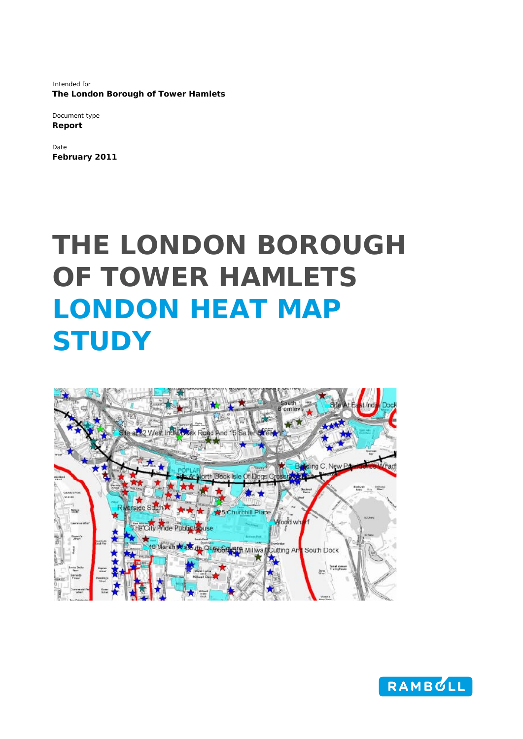Intended for
**The London Borough of Tower Hamlets**

Document type
**Report**

Date
**February 2011**

# THE LONDON BOROUGH OF TOWER HAMLETS LONDON HEAT MAP STUDY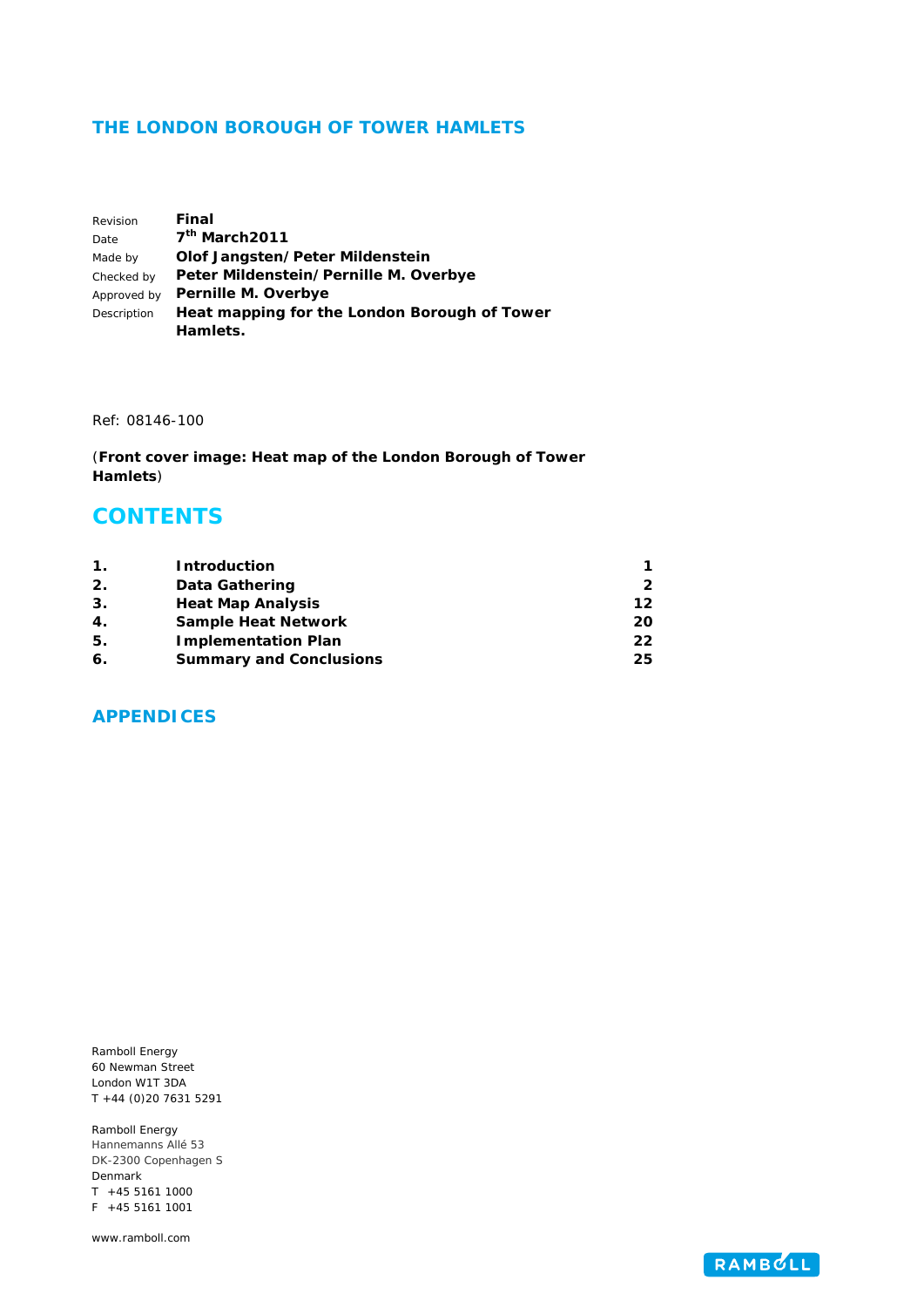## THE LONDON BOROUGH OF TOWER HAMLETS

| | |
|---|---|
| Revision | **Final** |
| Date | **7th March2011** |
| Made by | **Olof Jangsten/Peter Mildenstein** |
| Checked by | **Peter Mildenstein/Pernille M. Overbye** |
| Approved by | **Pernille M. Overbye** |
| Description | **Heat mapping for the London Borough of Tower Hamlets.** |

Ref: 08146-100

(**Front cover image: Heat map of the London Borough of Tower Hamlets**)

# CONTENTS

| | | |
|---|---|---|
| **1.** | **Introduction** | **1** |
| **2.** | **Data Gathering** | **2** |
| **3.** | **Heat Map Analysis** | **12** |
| **4.** | **Sample Heat Network** | **20** |
| **5.** | **Implementation Plan** | **22** |
| **6.** | **Summary and Conclusions** | **25** |

## APPENDICES

Ramboll Energy
60 Newman Street
London W1T 3DA
T +44 (0)20 7631 5291

Ramboll Energy
Hannemanns Allé 53
DK-2300 Copenhagen S
Denmark
T +45 5161 1000
F +45 5161 1001

www.ramboll.com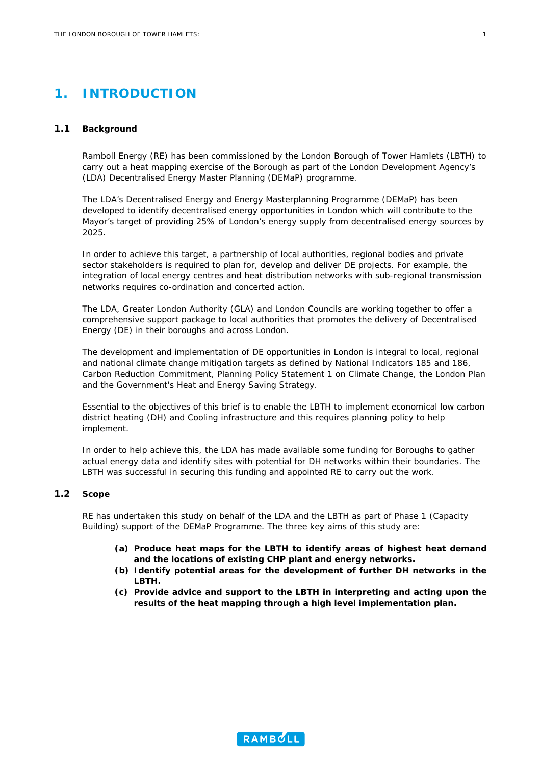# 1. INTRODUCTION

## 1.1 Background

Ramboll Energy (RE) has been commissioned by the London Borough of Tower Hamlets (LBTH) to carry out a heat mapping exercise of the Borough as part of the London Development Agency's (LDA) Decentralised Energy Master Planning (DEMaP) programme.

The LDA's Decentralised Energy and Energy Masterplanning Programme (DEMaP) has been developed to identify decentralised energy opportunities in London which will contribute to the Mayor's target of providing 25% of London's energy supply from decentralised energy sources by 2025.

In order to achieve this target, a partnership of local authorities, regional bodies and private sector stakeholders is required to plan for, develop and deliver DE projects. For example, the integration of local energy centres and heat distribution networks with sub-regional transmission networks requires co-ordination and concerted action.

The LDA, Greater London Authority (GLA) and London Councils are working together to offer a comprehensive support package to local authorities that promotes the delivery of Decentralised Energy (DE) in their boroughs and across London.

The development and implementation of DE opportunities in London is integral to local, regional and national climate change mitigation targets as defined by National Indicators 185 and 186, Carbon Reduction Commitment, Planning Policy Statement 1 on Climate Change, the London Plan and the Government's Heat and Energy Saving Strategy.

Essential to the objectives of this brief is to enable the LBTH to implement economical low carbon district heating (DH) and Cooling infrastructure and this requires planning policy to help implement.

In order to help achieve this, the LDA has made available some funding for Boroughs to gather actual energy data and identify sites with potential for DH networks within their boundaries. The LBTH was successful in securing this funding and appointed RE to carry out the work.

## 1.2 Scope

RE has undertaken this study on behalf of the LDA and the LBTH as part of Phase 1 (Capacity Building) support of the DEMaP Programme. The three key aims of this study are:

- **(a) Produce heat maps for the LBTH to identify areas of highest heat demand and the locations of existing CHP plant and energy networks.**
- **(b) Identify potential areas for the development of further DH networks in the LBTH.**
- **(c) Provide advice and support to the LBTH in interpreting and acting upon the results of the heat mapping through a high level implementation plan.**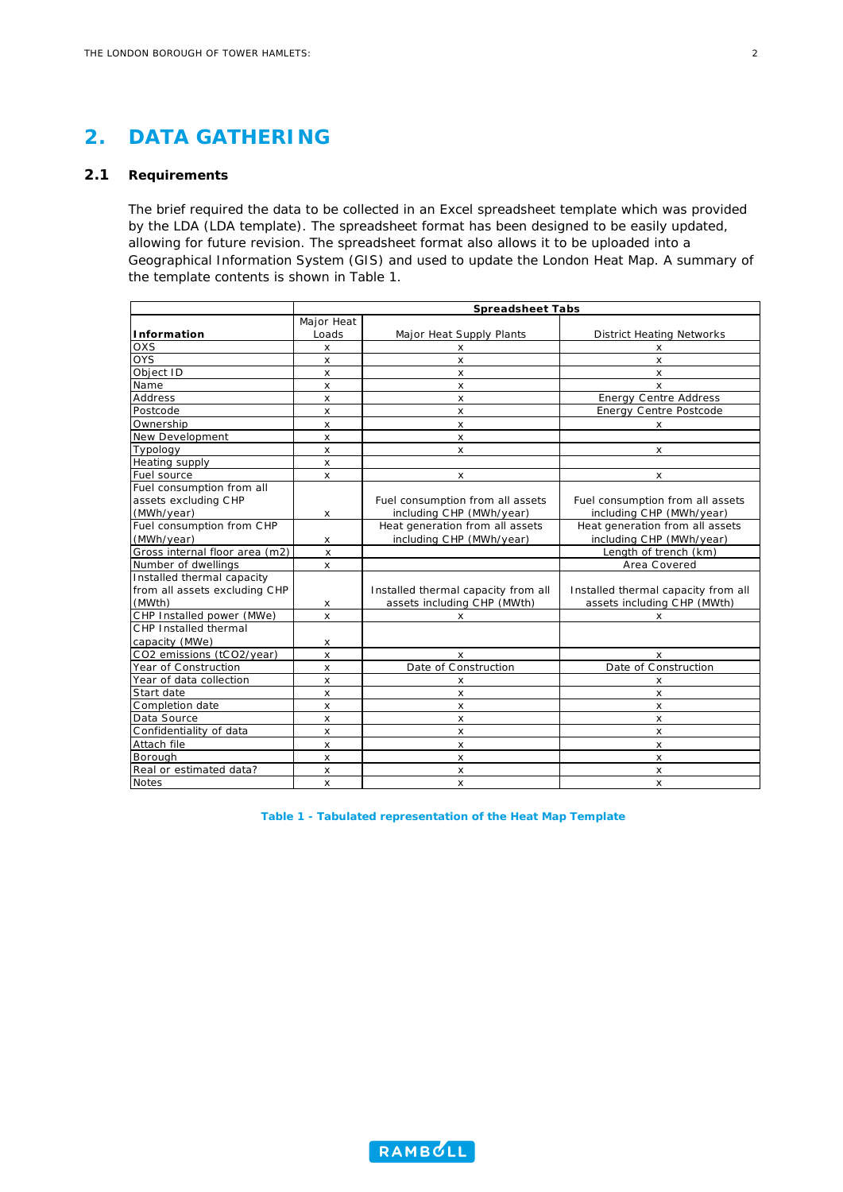## 2. DATA GATHERING

### 2.1 Requirements

The brief required the data to be collected in an Excel spreadsheet template which was provided by the LDA (LDA template). The spreadsheet format has been designed to be easily updated, allowing for future revision. The spreadsheet format also allows it to be uploaded into a Geographical Information System (GIS) and used to update the London Heat Map. A summary of the template contents is shown in Table 1.

| | Spreadsheet Tabs | | |
|---|---|---|---|
| **Information** | Major Heat Loads | Major Heat Supply Plants | District Heating Networks |
| OXS | x | x | x |
| OYS | x | x | x |
| Object ID | x | x | x |
| Name | x | x | x |
| Address | x | x | Energy Centre Address |
| Postcode | x | x | Energy Centre Postcode |
| Ownership | x | x | x |
| New Development | x | x | |
| Typology | x | x | x |
| Heating supply | x | | |
| Fuel source | x | x | x |
| Fuel consumption from all assets excluding CHP (MWh/year) | x | Fuel consumption from all assets including CHP (MWh/year) | Fuel consumption from all assets including CHP (MWh/year) |
| Fuel consumption from CHP (MWh/year) | x | Heat generation from all assets including CHP (MWh/year) | Heat generation from all assets including CHP (MWh/year) |
| Gross internal floor area (m2) | x | | Length of trench (km) |
| Number of dwellings | x | | Area Covered |
| Installed thermal capacity from all assets excluding CHP (MWth) | x | Installed thermal capacity from all assets including CHP (MWth) | Installed thermal capacity from all assets including CHP (MWth) |
| CHP Installed power (MWe) | x | x | x |
| CHP Installed thermal capacity (MWe) | x | | |
| CO2 emissions (tCO2/year) | x | x | x |
| Year of Construction | x | Date of Construction | Date of Construction |
| Year of data collection | x | x | x |
| Start date | x | x | x |
| Completion date | x | x | x |
| Data Source | x | x | x |
| Confidentiality of data | x | x | x |
| Attach file | x | x | x |
| Borough | x | x | x |
| Real or estimated data? | x | x | x |
| Notes | x | x | x |

**Table 1 - Tabulated representation of the Heat Map Template**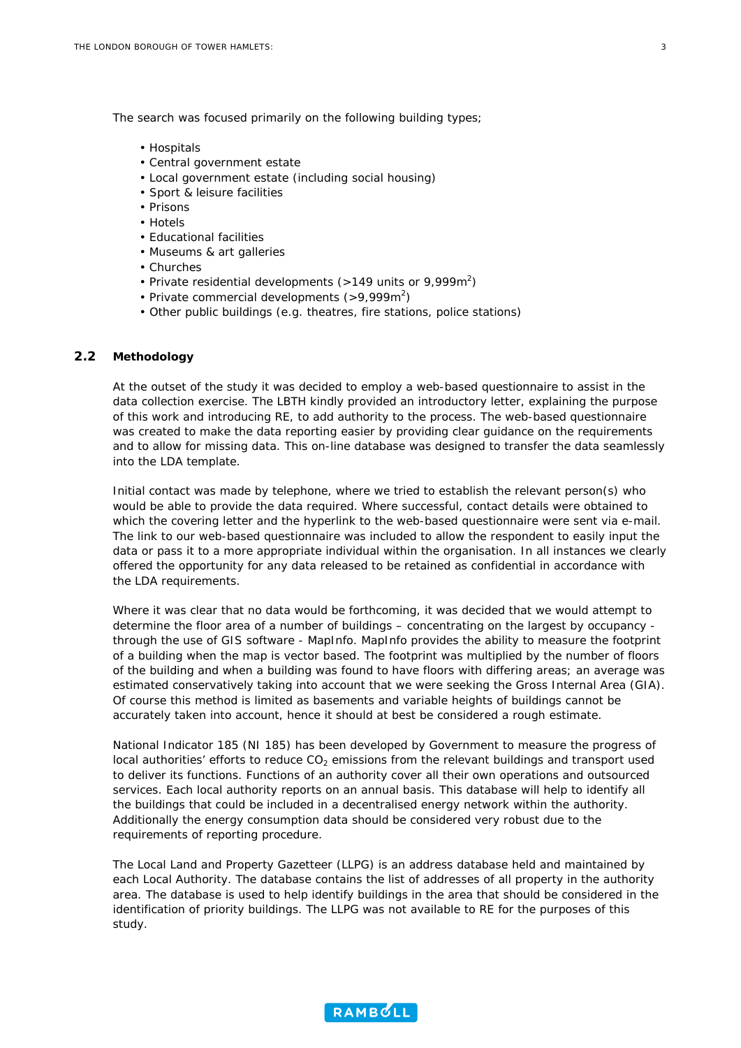The search was focused primarily on the following building types;

- Hospitals
- Central government estate
- Local government estate (including social housing)
- Sport & leisure facilities
- Prisons
- Hotels
- Educational facilities
- Museums & art galleries
- Churches
- Private residential developments (>149 units or 9,999m$^2$)
- Private commercial developments (>9,999m$^2$)
- Other public buildings (e.g. theatres, fire stations, police stations)

## 2.2 Methodology

At the outset of the study it was decided to employ a web-based questionnaire to assist in the data collection exercise. The LBTH kindly provided an introductory letter, explaining the purpose of this work and introducing RE, to add authority to the process. The web-based questionnaire was created to make the data reporting easier by providing clear guidance on the requirements and to allow for missing data. This on-line database was designed to transfer the data seamlessly into the LDA template.

Initial contact was made by telephone, where we tried to establish the relevant person(s) who would be able to provide the data required. Where successful, contact details were obtained to which the covering letter and the hyperlink to the web-based questionnaire were sent via e-mail. The link to our web-based questionnaire was included to allow the respondent to easily input the data or pass it to a more appropriate individual within the organisation. In all instances we clearly offered the opportunity for any data released to be retained as confidential in accordance with the LDA requirements.

Where it was clear that no data would be forthcoming, it was decided that we would attempt to determine the floor area of a number of buildings – concentrating on the largest by occupancy - through the use of GIS software - MapInfo. MapInfo provides the ability to measure the footprint of a building when the map is vector based. The footprint was multiplied by the number of floors of the building and when a building was found to have floors with differing areas; an average was estimated conservatively taking into account that we were seeking the Gross Internal Area (GIA). Of course this method is limited as basements and variable heights of buildings cannot be accurately taken into account, hence it should at best be considered a rough estimate.

National Indicator 185 (NI 185) has been developed by Government to measure the progress of local authorities' efforts to reduce $CO_2$ emissions from the relevant buildings and transport used to deliver its functions. Functions of an authority cover all their own operations and outsourced services. Each local authority reports on an annual basis. This database will help to identify all the buildings that could be included in a decentralised energy network within the authority. Additionally the energy consumption data should be considered very robust due to the requirements of reporting procedure.

The Local Land and Property Gazetteer (LLPG) is an address database held and maintained by each Local Authority. The database contains the list of addresses of all property in the authority area. The database is used to help identify buildings in the area that should be considered in the identification of priority buildings. The LLPG was not available to RE for the purposes of this study.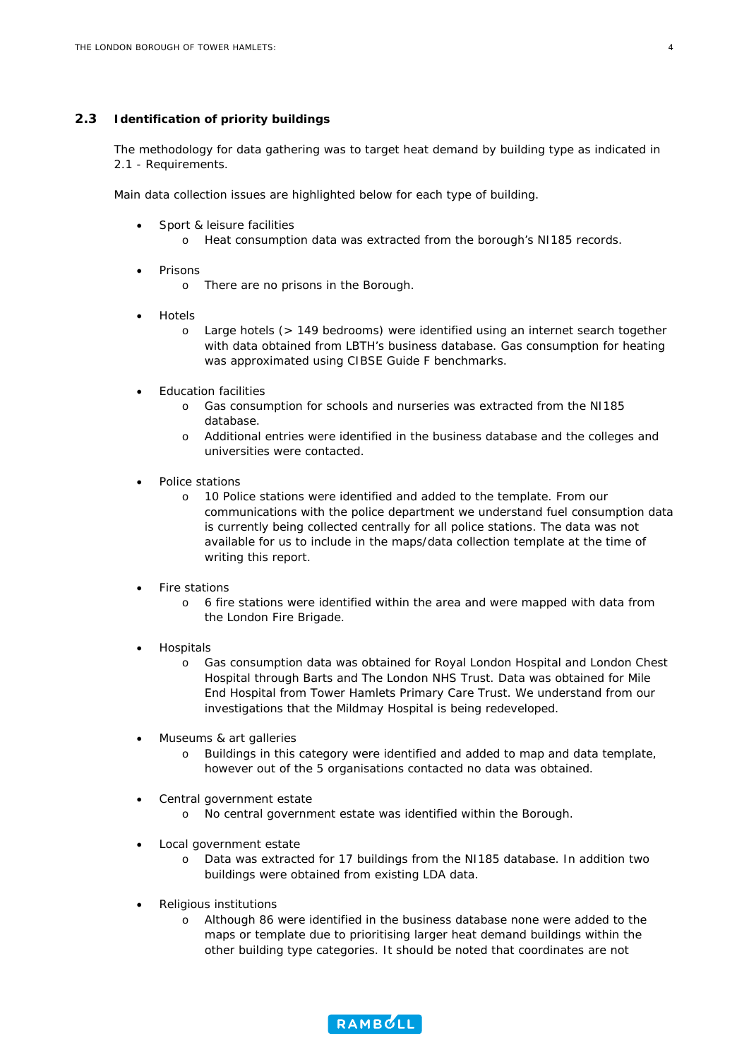### 2.3 Identification of priority buildings

The methodology for data gathering was to target heat demand by building type as indicated in 2.1 - Requirements.

Main data collection issues are highlighted below for each type of building.

- Sport & leisure facilities
  - Heat consumption data was extracted from the borough's NI185 records.
- Prisons
  - There are no prisons in the Borough.
- Hotels
  - Large hotels (> 149 bedrooms) were identified using an internet search together with data obtained from LBTH's business database. Gas consumption for heating was approximated using CIBSE Guide F benchmarks.
- Education facilities
  - Gas consumption for schools and nurseries was extracted from the NI185 database.
  - Additional entries were identified in the business database and the colleges and universities were contacted.
- Police stations
  - 10 Police stations were identified and added to the template. From our communications with the police department we understand fuel consumption data is currently being collected centrally for all police stations. The data was not available for us to include in the maps/data collection template at the time of writing this report.
- Fire stations
  - 6 fire stations were identified within the area and were mapped with data from the London Fire Brigade.
- Hospitals
  - Gas consumption data was obtained for Royal London Hospital and London Chest Hospital through Barts and The London NHS Trust. Data was obtained for Mile End Hospital from Tower Hamlets Primary Care Trust. We understand from our investigations that the Mildmay Hospital is being redeveloped.
- Museums & art galleries
  - Buildings in this category were identified and added to map and data template, however out of the 5 organisations contacted no data was obtained.
- Central government estate
  - No central government estate was identified within the Borough.
- Local government estate
  - Data was extracted for 17 buildings from the NI185 database. In addition two buildings were obtained from existing LDA data.
- Religious institutions
  - Although 86 were identified in the business database none were added to the maps or template due to prioritising larger heat demand buildings within the other building type categories. It should be noted that coordinates are not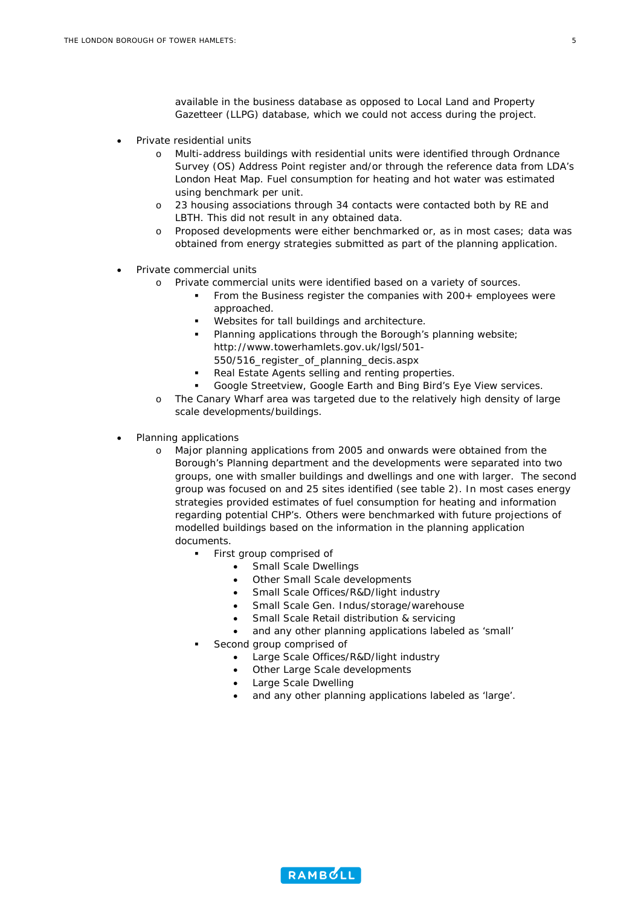available in the business database as opposed to Local Land and Property Gazetteer (LLPG) database, which we could not access during the project.

- Private residential units
  - Multi-address buildings with residential units were identified through Ordnance Survey (OS) Address Point register and/or through the reference data from LDA's London Heat Map. Fuel consumption for heating and hot water was estimated using benchmark per unit.
  - 23 housing associations through 34 contacts were contacted both by RE and LBTH. This did not result in any obtained data.
  - Proposed developments were either benchmarked or, as in most cases; data was obtained from energy strategies submitted as part of the planning application.

- Private commercial units
  - Private commercial units were identified based on a variety of sources.
    - From the Business register the companies with 200+ employees were approached.
    - Websites for tall buildings and architecture.
    - Planning applications through the Borough's planning website; http://www.towerhamlets.gov.uk/lgsl/501-550/516_register_of_planning_decis.aspx
    - Real Estate Agents selling and renting properties.
    - Google Streetview, Google Earth and Bing Bird's Eye View services.
  - The Canary Wharf area was targeted due to the relatively high density of large scale developments/buildings.

- Planning applications
  - Major planning applications from 2005 and onwards were obtained from the Borough's Planning department and the developments were separated into two groups, one with smaller buildings and dwellings and one with larger. The second group was focused on and 25 sites identified (see table 2). In most cases energy strategies provided estimates of fuel consumption for heating and information regarding potential CHP's. Others were benchmarked with future projections of modelled buildings based on the information in the planning application documents.
    - First group comprised of
      - Small Scale Dwellings
      - Other Small Scale developments
      - Small Scale Offices/R&D/light industry
      - Small Scale Gen. Indus/storage/warehouse
      - Small Scale Retail distribution & servicing
      - and any other planning applications labeled as 'small'
    - Second group comprised of
      - Large Scale Offices/R&D/light industry
      - Other Large Scale developments
      - Large Scale Dwelling
      - and any other planning applications labeled as 'large'.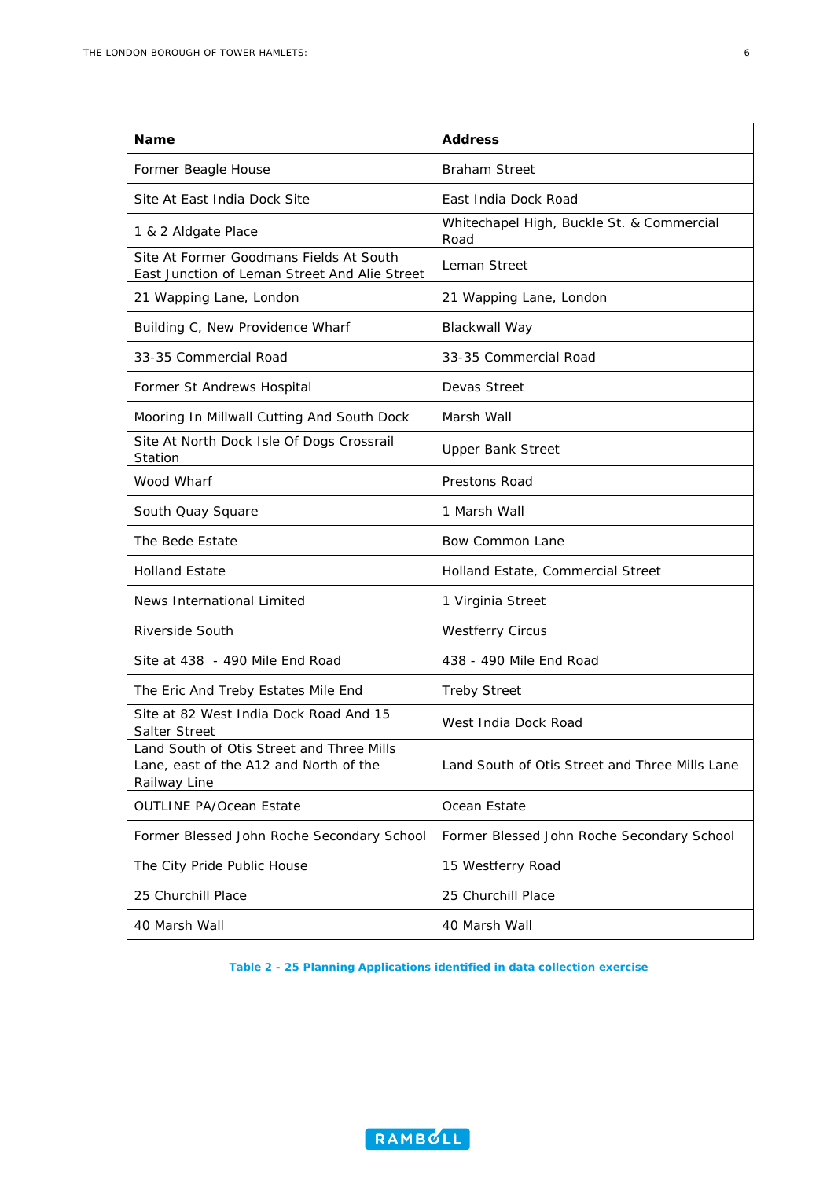| Name | Address |
|---|---|
| Former Beagle House | Braham Street |
| Site At East India Dock Site | East India Dock Road |
| 1 & 2 Aldgate Place | Whitechapel High, Buckle St. & Commercial Road |
| Site At Former Goodmans Fields At South East Junction of Leman Street And Alie Street | Leman Street |
| 21 Wapping Lane, London | 21 Wapping Lane, London |
| Building C, New Providence Wharf | Blackwall Way |
| 33-35 Commercial Road | 33-35 Commercial Road |
| Former St Andrews Hospital | Devas Street |
| Mooring In Millwall Cutting And South Dock | Marsh Wall |
| Site At North Dock Isle Of Dogs Crossrail Station | Upper Bank Street |
| Wood Wharf | Prestons Road |
| South Quay Square | 1 Marsh Wall |
| The Bede Estate | Bow Common Lane |
| Holland Estate | Holland Estate, Commercial Street |
| News International Limited | 1 Virginia Street |
| Riverside South | Westferry Circus |
| Site at 438 - 490 Mile End Road | 438 - 490 Mile End Road |
| The Eric And Treby Estates Mile End | Treby Street |
| Site at 82 West India Dock Road And 15 Salter Street | West India Dock Road |
| Land South of Otis Street and Three Mills Lane, east of the A12 and North of the Railway Line | Land South of Otis Street and Three Mills Lane |
| OUTLINE PA/Ocean Estate | Ocean Estate |
| Former Blessed John Roche Secondary School | Former Blessed John Roche Secondary School |
| The City Pride Public House | 15 Westferry Road |
| 25 Churchill Place | 25 Churchill Place |
| 40 Marsh Wall | 40 Marsh Wall |

**Table 2 - 25 Planning Applications identified in data collection exercise**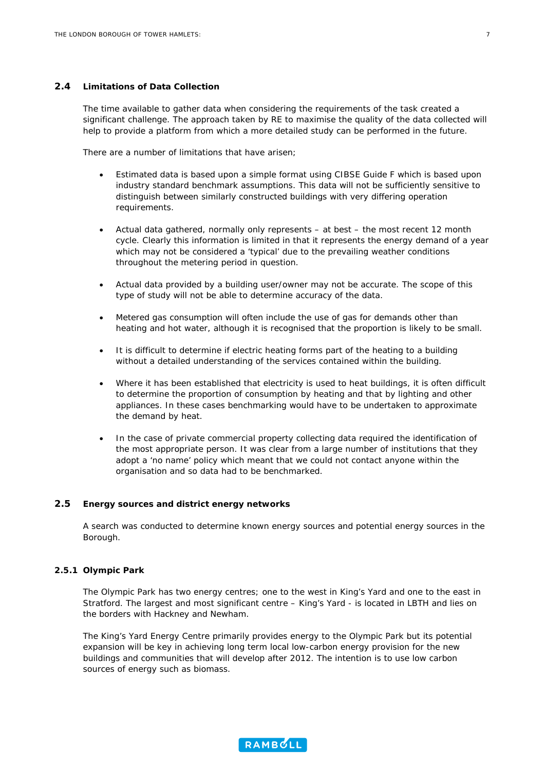## 2.4 Limitations of Data Collection

The time available to gather data when considering the requirements of the task created a significant challenge. The approach taken by RE to maximise the quality of the data collected will help to provide a platform from which a more detailed study can be performed in the future.

There are a number of limitations that have arisen;

- Estimated data is based upon a simple format using CIBSE Guide F which is based upon industry standard benchmark assumptions. This data will not be sufficiently sensitive to distinguish between similarly constructed buildings with very differing operation requirements.

- Actual data gathered, normally only represents – at best – the most recent 12 month cycle. Clearly this information is limited in that it represents the energy demand of a year which may not be considered a 'typical' due to the prevailing weather conditions throughout the metering period in question.

- Actual data provided by a building user/owner may not be accurate. The scope of this type of study will not be able to determine accuracy of the data.

- Metered gas consumption will often include the use of gas for demands other than heating and hot water, although it is recognised that the proportion is likely to be small.

- It is difficult to determine if electric heating forms part of the heating to a building without a detailed understanding of the services contained within the building.

- Where it has been established that electricity is used to heat buildings, it is often difficult to determine the proportion of consumption by heating and that by lighting and other appliances. In these cases benchmarking would have to be undertaken to approximate the demand by heat.

- In the case of private commercial property collecting data required the identification of the most appropriate person. It was clear from a large number of institutions that they adopt a 'no name' policy which meant that we could not contact anyone within the organisation and so data had to be benchmarked.

## 2.5 Energy sources and district energy networks

A search was conducted to determine known energy sources and potential energy sources in the Borough.

### 2.5.1 Olympic Park

The Olympic Park has two energy centres; one to the west in King's Yard and one to the east in Stratford. The largest and most significant centre – King's Yard - is located in LBTH and lies on the borders with Hackney and Newham.

The King's Yard Energy Centre primarily provides energy to the Olympic Park but its potential expansion will be key in achieving long term local low-carbon energy provision for the new buildings and communities that will develop after 2012. The intention is to use low carbon sources of energy such as biomass.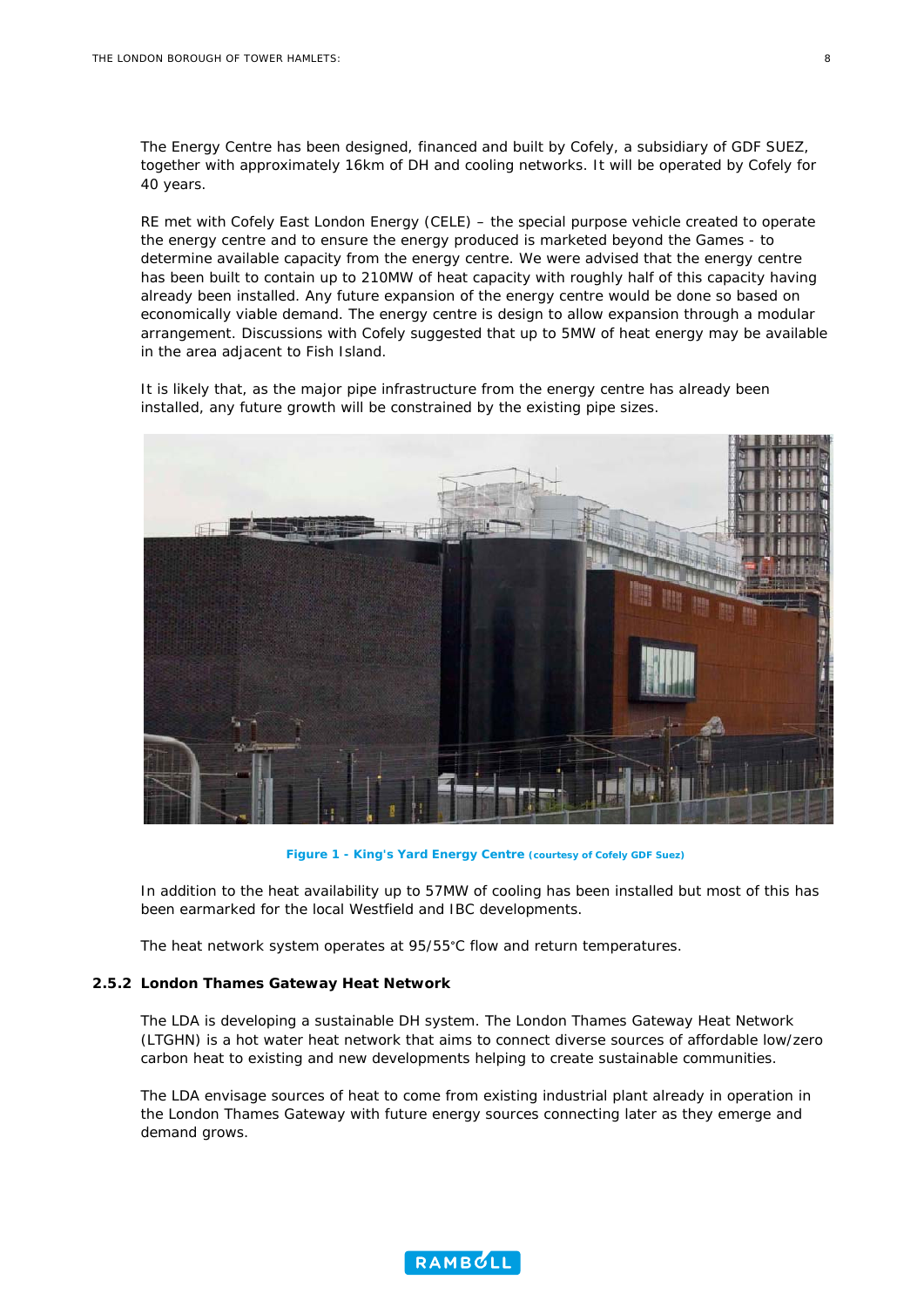The Energy Centre has been designed, financed and built by Cofely, a subsidiary of GDF SUEZ, together with approximately 16km of DH and cooling networks. It will be operated by Cofely for 40 years.

RE met with Cofely East London Energy (CELE) – the special purpose vehicle created to operate the energy centre and to ensure the energy produced is marketed beyond the Games - to determine available capacity from the energy centre. We were advised that the energy centre has been built to contain up to 210MW of heat capacity with roughly half of this capacity having already been installed. Any future expansion of the energy centre would be done so based on economically viable demand. The energy centre is design to allow expansion through a modular arrangement. Discussions with Cofely suggested that up to 5MW of heat energy may be available in the area adjacent to Fish Island.

It is likely that, as the major pipe infrastructure from the energy centre has already been installed, any future growth will be constrained by the existing pipe sizes.

**Figure 1 - King's Yard Energy Centre** (courtesy of Cofely GDF Suez)

In addition to the heat availability up to 57MW of cooling has been installed but most of this has been earmarked for the local Westfield and IBC developments.

The heat network system operates at 95/55°C flow and return temperatures.

### 2.5.2 London Thames Gateway Heat Network

The LDA is developing a sustainable DH system. The London Thames Gateway Heat Network (LTGHN) is a hot water heat network that aims to connect diverse sources of affordable low/zero carbon heat to existing and new developments helping to create sustainable communities.

The LDA envisage sources of heat to come from existing industrial plant already in operation in the London Thames Gateway with future energy sources connecting later as they emerge and demand grows.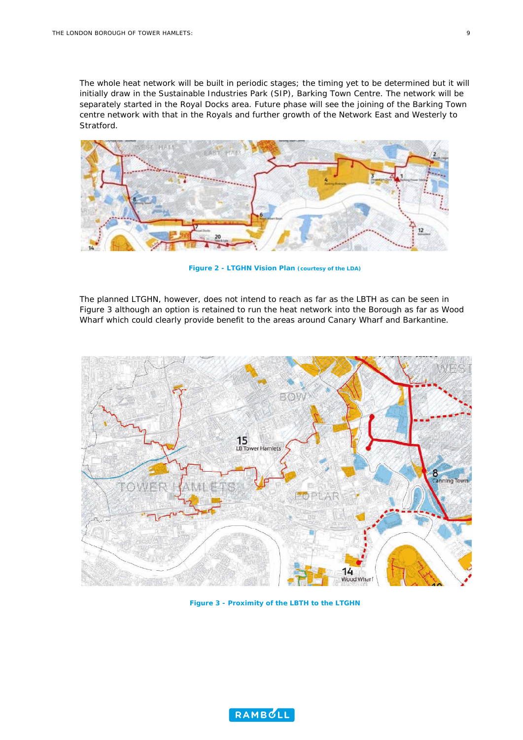The whole heat network will be built in periodic stages; the timing yet to be determined but it will initially draw in the Sustainable Industries Park (SIP), Barking Town Centre. The network will be separately started in the Royal Docks area. Future phase will see the joining of the Barking Town centre network with that in the Royals and further growth of the Network East and Westerly to Stratford.

**Figure 2 - LTGHN Vision Plan** **(courtesy of the LDA)**

The planned LTGHN, however, does not intend to reach as far as the LBTH as can be seen in Figure 3 although an option is retained to run the heat network into the Borough as far as Wood Wharf which could clearly provide benefit to the areas around Canary Wharf and Barkantine.

**Figure 3 - Proximity of the LBTH to the LTGHN**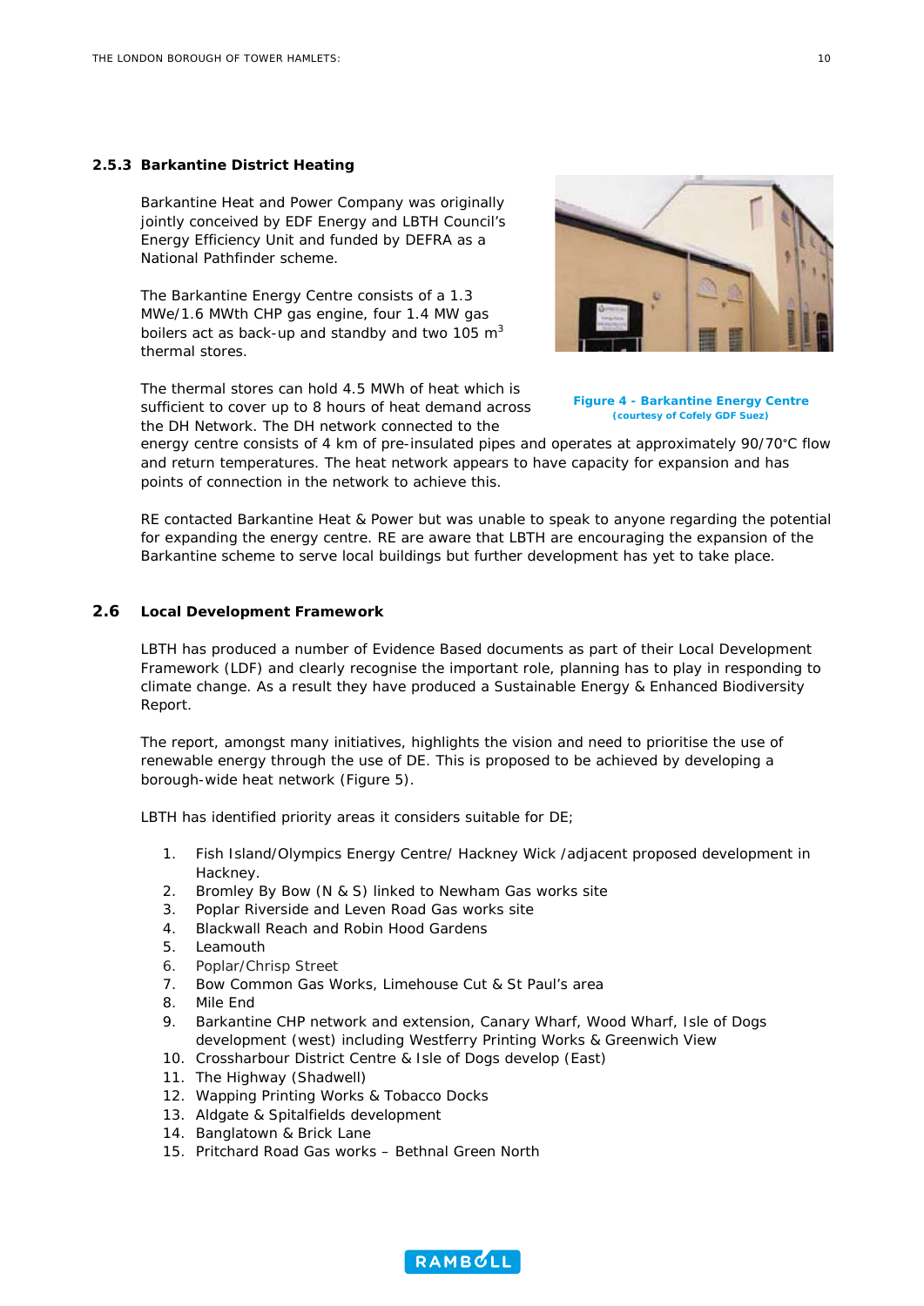### 2.5.3 Barkantine District Heating

Barkantine Heat and Power Company was originally jointly conceived by EDF Energy and LBTH Council's Energy Efficiency Unit and funded by DEFRA as a National Pathfinder scheme.

The Barkantine Energy Centre consists of a 1.3 MWe/1.6 MWth CHP gas engine, four 1.4 MW gas boilers act as back-up and standby and two 105 $m^3$ thermal stores.

**Figure 4 - Barkantine Energy Centre**
**(courtesy of Cofely GDF Suez)**

The thermal stores can hold 4.5 MWh of heat which is sufficient to cover up to 8 hours of heat demand across the DH Network. The DH network connected to the energy centre consists of 4 km of pre-insulated pipes and operates at approximately 90/70°C flow and return temperatures. The heat network appears to have capacity for expansion and has points of connection in the network to achieve this.

RE contacted Barkantine Heat & Power but was unable to speak to anyone regarding the potential for expanding the energy centre. RE are aware that LBTH are encouraging the expansion of the Barkantine scheme to serve local buildings but further development has yet to take place.

## 2.6 Local Development Framework

LBTH has produced a number of Evidence Based documents as part of their Local Development Framework (LDF) and clearly recognise the important role, planning has to play in responding to climate change. As a result they have produced a Sustainable Energy & Enhanced Biodiversity Report.

The report, amongst many initiatives, highlights the vision and need to prioritise the use of renewable energy through the use of DE. This is proposed to be achieved by developing a borough-wide heat network (Figure 5).

LBTH has identified priority areas it considers suitable for DE;

1. Fish Island/Olympics Energy Centre/ Hackney Wick /adjacent proposed development in Hackney.
2. Bromley By Bow (N & S) linked to Newham Gas works site
3. Poplar Riverside and Leven Road Gas works site
4. Blackwall Reach and Robin Hood Gardens
5. Leamouth
6. Poplar/Chrisp Street
7. Bow Common Gas Works, Limehouse Cut & St Paul's area
8. Mile End
9. Barkantine CHP network and extension, Canary Wharf, Wood Wharf, Isle of Dogs development (west) including Westferry Printing Works & Greenwich View
10. Crossharbour District Centre & Isle of Dogs develop (East)
11. The Highway (Shadwell)
12. Wapping Printing Works & Tobacco Docks
13. Aldgate & Spitalfields development
14. Banglatown & Brick Lane
15. Pritchard Road Gas works – Bethnal Green North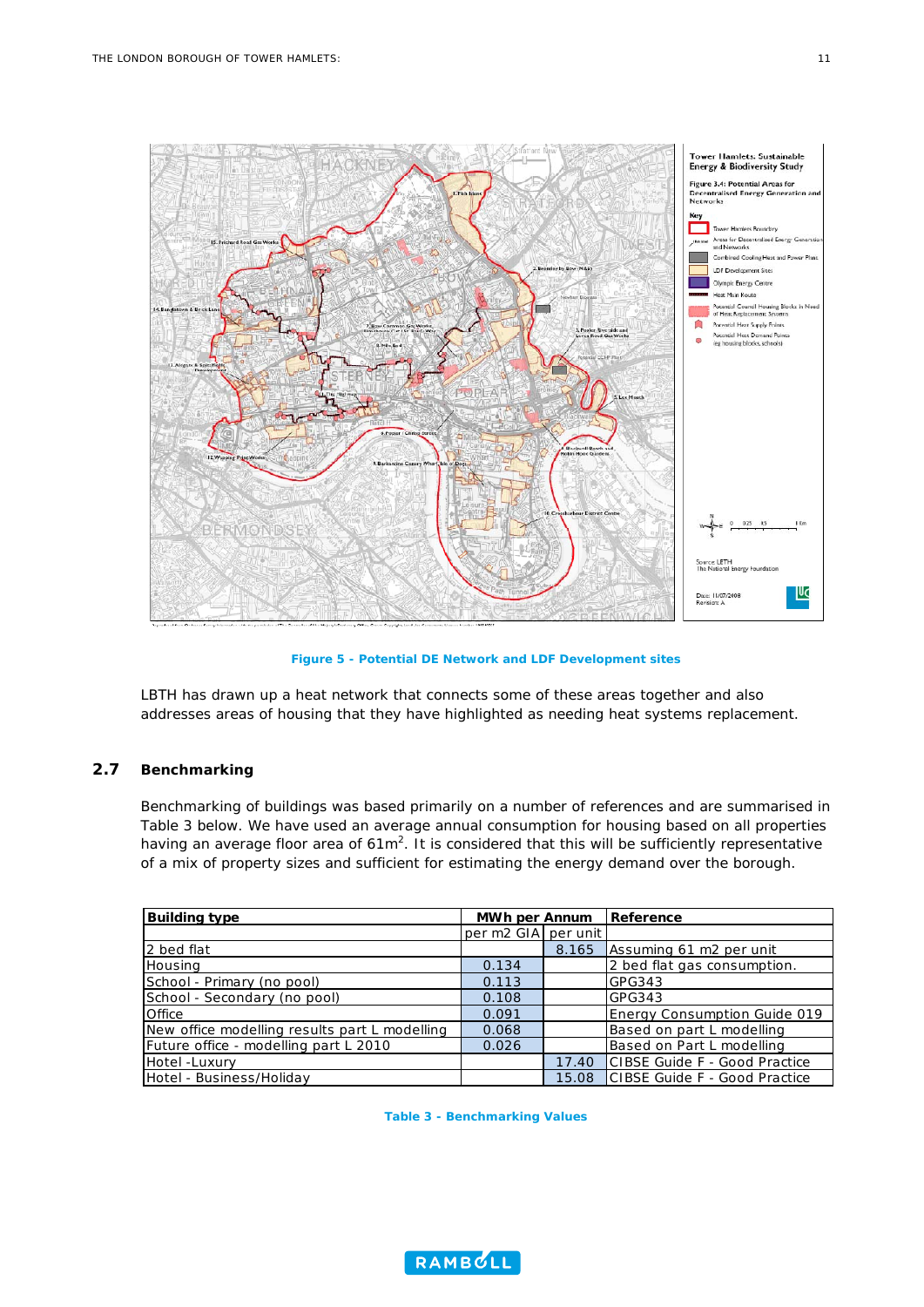Figure 5 - Potential DE Network and LDF Development sites

LBTH has drawn up a heat network that connects some of these areas together and also addresses areas of housing that they have highlighted as needing heat systems replacement.

## 2.7 Benchmarking

Benchmarking of buildings was based primarily on a number of references and are summarised in Table 3 below. We have used an average annual consumption for housing based on all properties having an average floor area of 61m$^2$. It is considered that this will be sufficiently representative of a mix of property sizes and sufficient for estimating the energy demand over the borough.

| Building type | MWh per Annum | | Reference |
|---|---|---|---|
| | per m2 GIA | per unit | |
| 2 bed flat | | 8.165 | Assuming 61 m2 per unit |
| Housing | 0.134 | | 2 bed flat gas consumption. |
| School - Primary (no pool) | 0.113 | | GPG343 |
| School - Secondary (no pool) | 0.108 | | GPG343 |
| Office | 0.091 | | Energy Consumption Guide 019 |
| New office modelling results part L modelling | 0.068 | | Based on part L modelling |
| Future office - modelling part L 2010 | 0.026 | | Based on Part L modelling |
| Hotel -Luxury | | 17.40 | CIBSE Guide F - Good Practice |
| Hotel - Business/Holiday | | 15.08 | CIBSE Guide F - Good Practice |

Table 3 - Benchmarking Values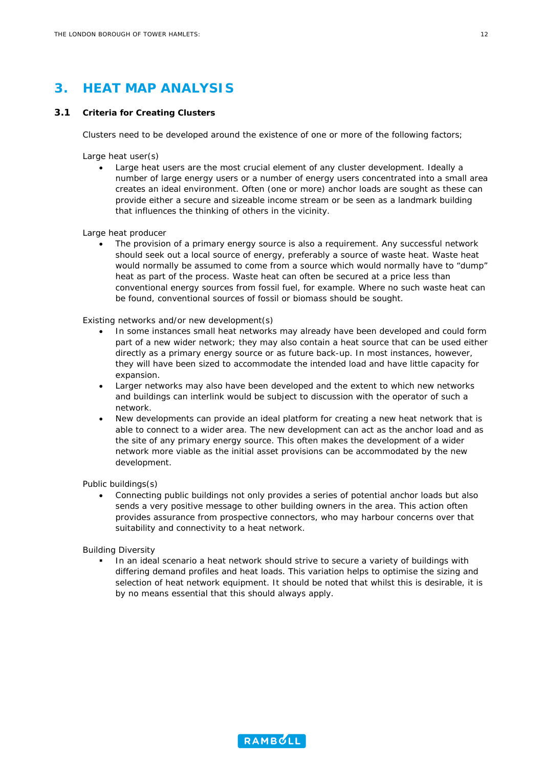# 3. HEAT MAP ANALYSIS

## 3.1 Criteria for Creating Clusters

Clusters need to be developed around the existence of one or more of the following factors;

Large heat user(s)

- Large heat users are the most crucial element of any cluster development. Ideally a number of large energy users or a number of energy users concentrated into a small area creates an ideal environment. Often (one or more) anchor loads are sought as these can provide either a secure and sizeable income stream or be seen as a landmark building that influences the thinking of others in the vicinity.

Large heat producer

- The provision of a primary energy source is also a requirement. Any successful network should seek out a local source of energy, preferably a source of waste heat. Waste heat would normally be assumed to come from a source which would normally have to "dump" heat as part of the process. Waste heat can often be secured at a price less than conventional energy sources from fossil fuel, for example. Where no such waste heat can be found, conventional sources of fossil or biomass should be sought.

Existing networks and/or new development(s)

- In some instances small heat networks may already have been developed and could form part of a new wider network; they may also contain a heat source that can be used either directly as a primary energy source or as future back-up. In most instances, however, they will have been sized to accommodate the intended load and have little capacity for expansion.
- Larger networks may also have been developed and the extent to which new networks and buildings can interlink would be subject to discussion with the operator of such a network.
- New developments can provide an ideal platform for creating a new heat network that is able to connect to a wider area. The new development can act as the anchor load and as the site of any primary energy source. This often makes the development of a wider network more viable as the initial asset provisions can be accommodated by the new development.

Public buildings(s)

- Connecting public buildings not only provides a series of potential anchor loads but also sends a very positive message to other building owners in the area. This action often provides assurance from prospective connectors, who may harbour concerns over that suitability and connectivity to a heat network.

Building Diversity

- In an ideal scenario a heat network should strive to secure a variety of buildings with differing demand profiles and heat loads. This variation helps to optimise the sizing and selection of heat network equipment. It should be noted that whilst this is desirable, it is by no means essential that this should always apply.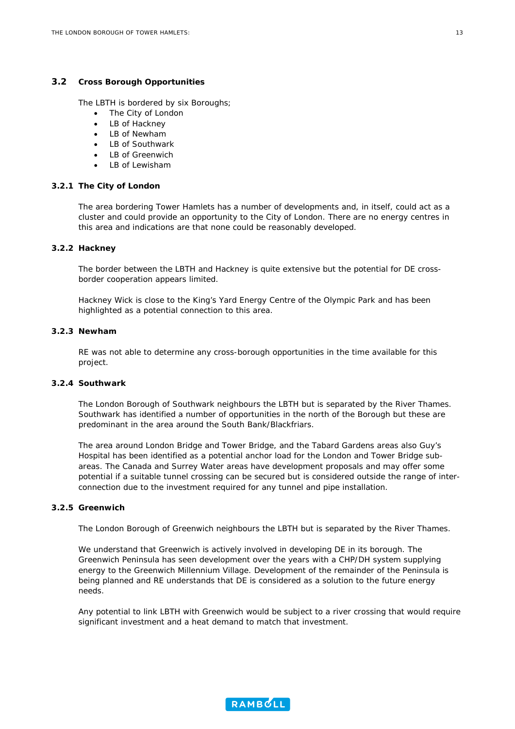## 3.2 Cross Borough Opportunities

The LBTH is bordered by six Boroughs;

- The City of London
- LB of Hackney
- LB of Newham
- LB of Southwark
- LB of Greenwich
- LB of Lewisham

### 3.2.1 The City of London

The area bordering Tower Hamlets has a number of developments and, in itself, could act as a cluster and could provide an opportunity to the City of London. There are no energy centres in this area and indications are that none could be reasonably developed.

### 3.2.2 Hackney

The border between the LBTH and Hackney is quite extensive but the potential for DE cross-border cooperation appears limited.

Hackney Wick is close to the King's Yard Energy Centre of the Olympic Park and has been highlighted as a potential connection to this area.

### 3.2.3 Newham

RE was not able to determine any cross-borough opportunities in the time available for this project.

### 3.2.4 Southwark

The London Borough of Southwark neighbours the LBTH but is separated by the River Thames. Southwark has identified a number of opportunities in the north of the Borough but these are predominant in the area around the South Bank/Blackfriars.

The area around London Bridge and Tower Bridge, and the Tabard Gardens areas also Guy's Hospital has been identified as a potential anchor load for the London and Tower Bridge sub-areas. The Canada and Surrey Water areas have development proposals and may offer some potential if a suitable tunnel crossing can be secured but is considered outside the range of inter-connection due to the investment required for any tunnel and pipe installation.

### 3.2.5 Greenwich

The London Borough of Greenwich neighbours the LBTH but is separated by the River Thames.

We understand that Greenwich is actively involved in developing DE in its borough. The Greenwich Peninsula has seen development over the years with a CHP/DH system supplying energy to the Greenwich Millennium Village. Development of the remainder of the Peninsula is being planned and RE understands that DE is considered as a solution to the future energy needs.

Any potential to link LBTH with Greenwich would be subject to a river crossing that would require significant investment and a heat demand to match that investment.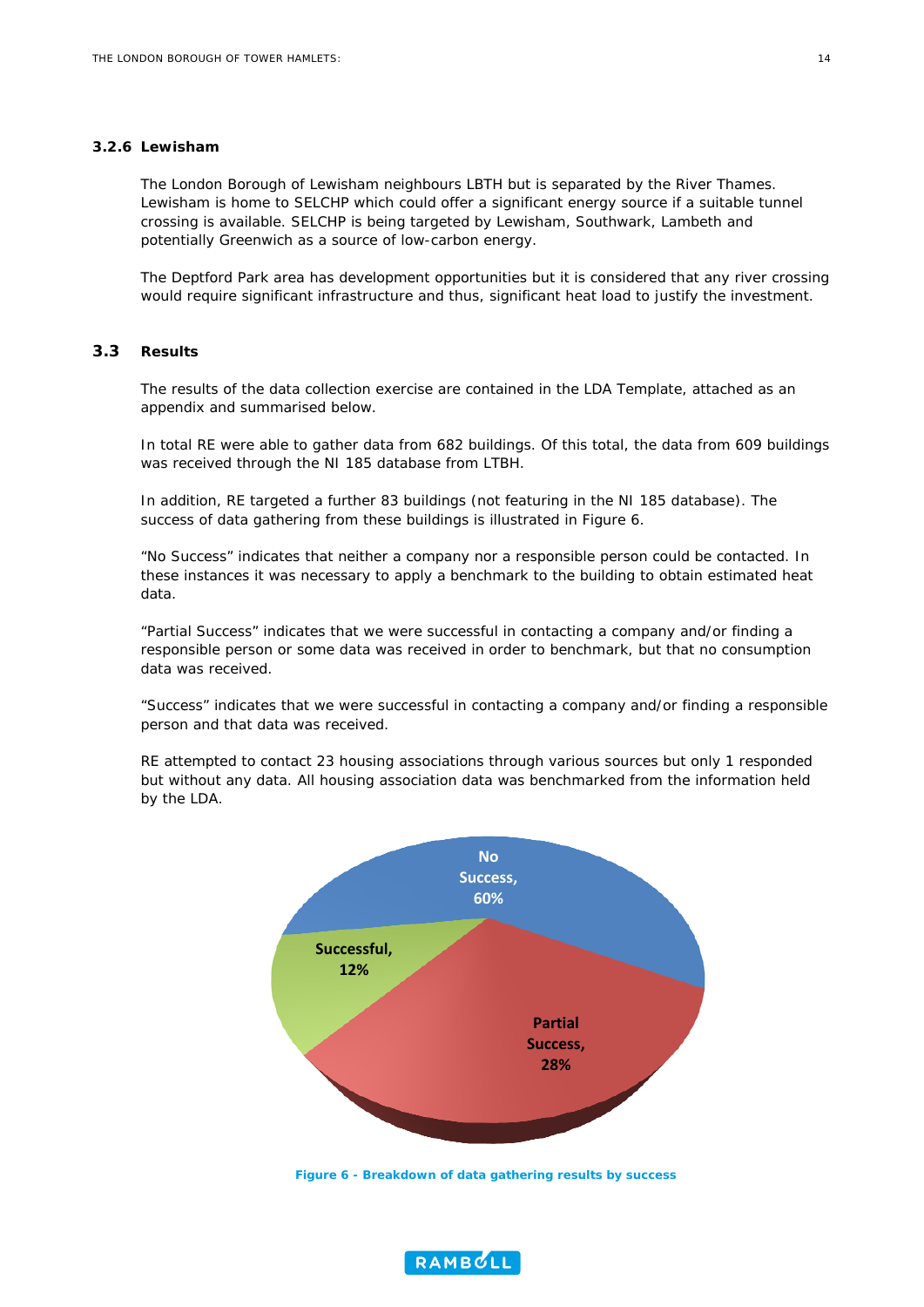### 3.2.6 Lewisham

The London Borough of Lewisham neighbours LBTH but is separated by the River Thames. Lewisham is home to SELCHP which could offer a significant energy source if a suitable tunnel crossing is available. SELCHP is being targeted by Lewisham, Southwark, Lambeth and potentially Greenwich as a source of low-carbon energy.

The Deptford Park area has development opportunities but it is considered that any river crossing would require significant infrastructure and thus, significant heat load to justify the investment.

## 3.3 Results

The results of the data collection exercise are contained in the LDA Template, attached as an appendix and summarised below.

In total RE were able to gather data from 682 buildings. Of this total, the data from 609 buildings was received through the NI 185 database from LTBH.

In addition, RE targeted a further 83 buildings (not featuring in the NI 185 database). The success of data gathering from these buildings is illustrated in Figure 6.

"No Success" indicates that neither a company nor a responsible person could be contacted. In these instances it was necessary to apply a benchmark to the building to obtain estimated heat data.

"Partial Success" indicates that we were successful in contacting a company and/or finding a responsible person or some data was received in order to benchmark, but that no consumption data was received.

"Success" indicates that we were successful in contacting a company and/or finding a responsible person and that data was received.

RE attempted to contact 23 housing associations through various sources but only 1 responded but without any data. All housing association data was benchmarked from the information held by the LDA.

| Result | Share |
|---|---|
| No Success | 60% |
| Partial Success | 28% |
| Successful | 12% |

Figure 6 - Breakdown of data gathering results by success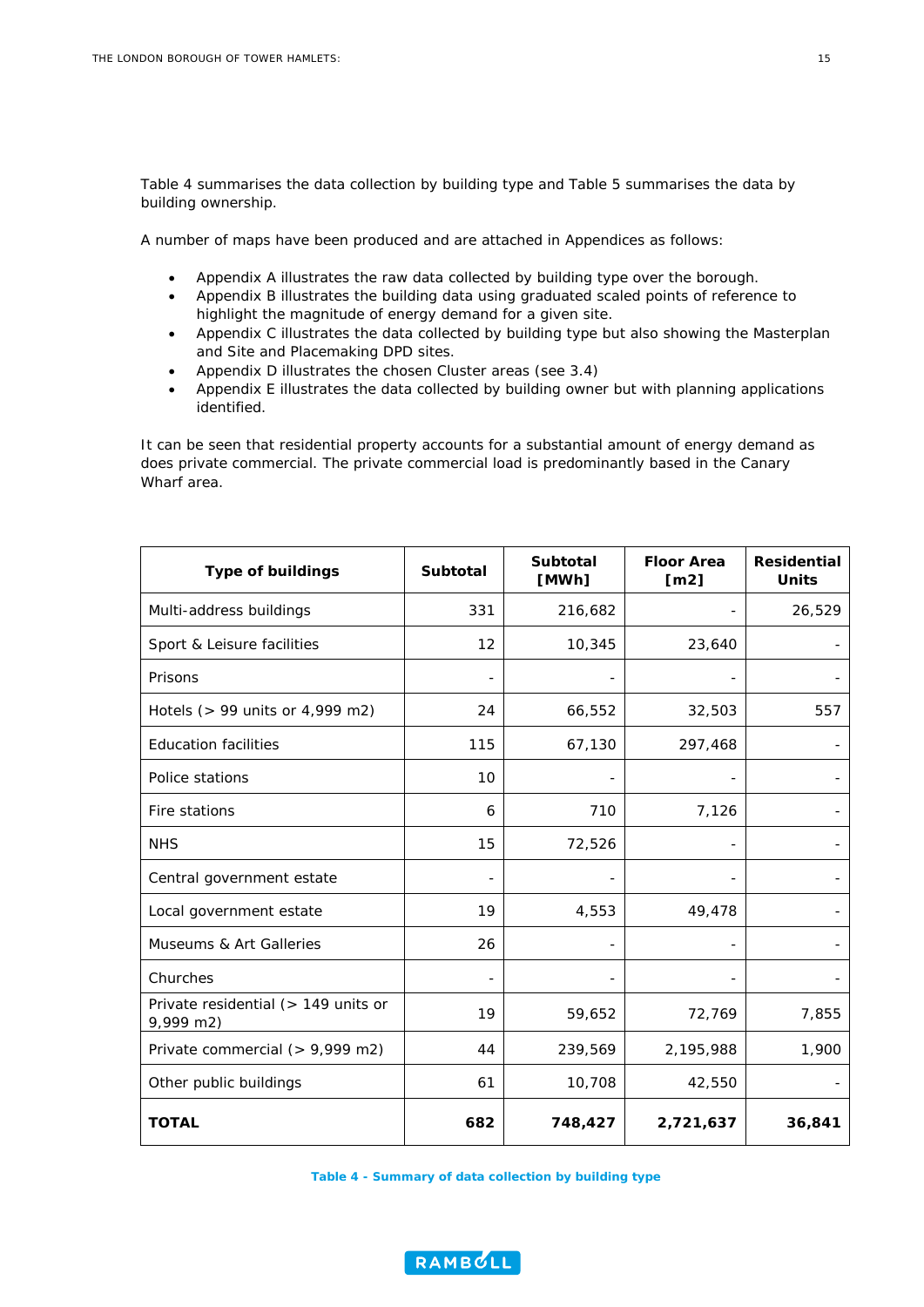Table 4 summarises the data collection by building type and Table 5 summarises the data by building ownership.

A number of maps have been produced and are attached in Appendices as follows:

- Appendix A illustrates the raw data collected by building type over the borough.
- Appendix B illustrates the building data using graduated scaled points of reference to highlight the magnitude of energy demand for a given site.
- Appendix C illustrates the data collected by building type but also showing the Masterplan and Site and Placemaking DPD sites.
- Appendix D illustrates the chosen Cluster areas (see 3.4)
- Appendix E illustrates the data collected by building owner but with planning applications identified.

It can be seen that residential property accounts for a substantial amount of energy demand as does private commercial. The private commercial load is predominantly based in the Canary Wharf area.

| Type of buildings | Subtotal | Subtotal [MWh] | Floor Area [m2] | Residential Units |
|---|---|---|---|---|
| Multi-address buildings | 331 | 216,682 | - | 26,529 |
| Sport & Leisure facilities | 12 | 10,345 | 23,640 | - |
| Prisons | - | - | - | - |
| Hotels (> 99 units or 4,999 m2) | 24 | 66,552 | 32,503 | 557 |
| Education facilities | 115 | 67,130 | 297,468 | - |
| Police stations | 10 | - | - | - |
| Fire stations | 6 | 710 | 7,126 | - |
| NHS | 15 | 72,526 | - | - |
| Central government estate | - | - | - | - |
| Local government estate | 19 | 4,553 | 49,478 | - |
| Museums & Art Galleries | 26 | - | - | - |
| Churches | - | - | - | - |
| Private residential (> 149 units or 9,999 m2) | 19 | 59,652 | 72,769 | 7,855 |
| Private commercial (> 9,999 m2) | 44 | 239,569 | 2,195,988 | 1,900 |
| Other public buildings | 61 | 10,708 | 42,550 | - |
| **TOTAL** | **682** | **748,427** | **2,721,637** | **36,841** |

Table 4 - Summary of data collection by building type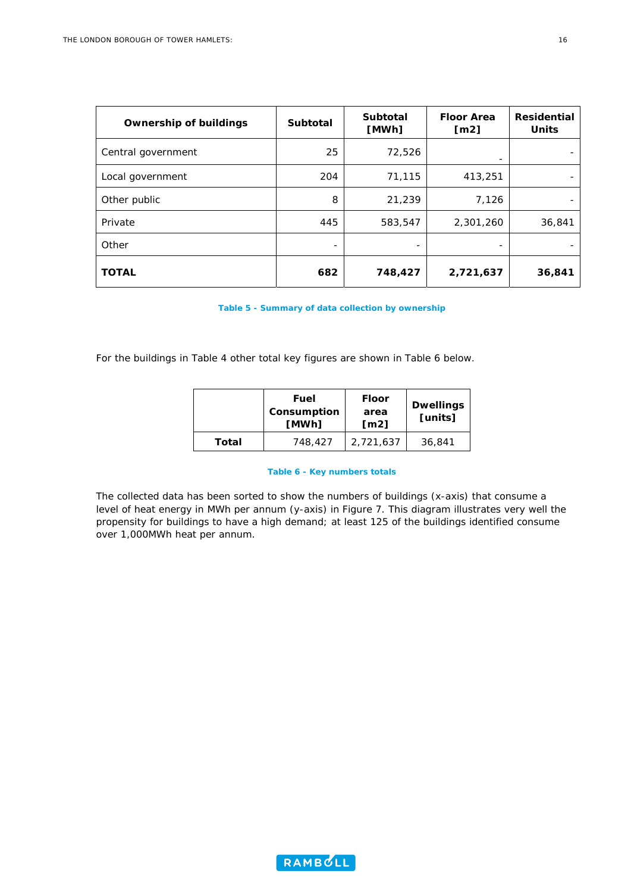| Ownership of buildings | Subtotal | Subtotal [MWh] | Floor Area [m2] | Residential Units |
|---|---|---|---|---|
| Central government | 25 | 72,526 | - | - |
| Local government | 204 | 71,115 | 413,251 | - |
| Other public | 8 | 21,239 | 7,126 | - |
| Private | 445 | 583,547 | 2,301,260 | 36,841 |
| Other | - | - | - | - |
| **TOTAL** | **682** | **748,427** | **2,721,637** | **36,841** |

**Table 5 - Summary of data collection by ownership**

For the buildings in Table 4 other total key figures are shown in Table 6 below.

| | Fuel Consumption [MWh] | Floor area [m2] | Dwellings [units] |
|---|---|---|---|
| **Total** | 748,427 | 2,721,637 | 36,841 |

**Table 6 - Key numbers totals**

The collected data has been sorted to show the numbers of buildings (x-axis) that consume a level of heat energy in MWh per annum (y-axis) in Figure 7. This diagram illustrates very well the propensity for buildings to have a high demand; at least 125 of the buildings identified consume over 1,000MWh heat per annum.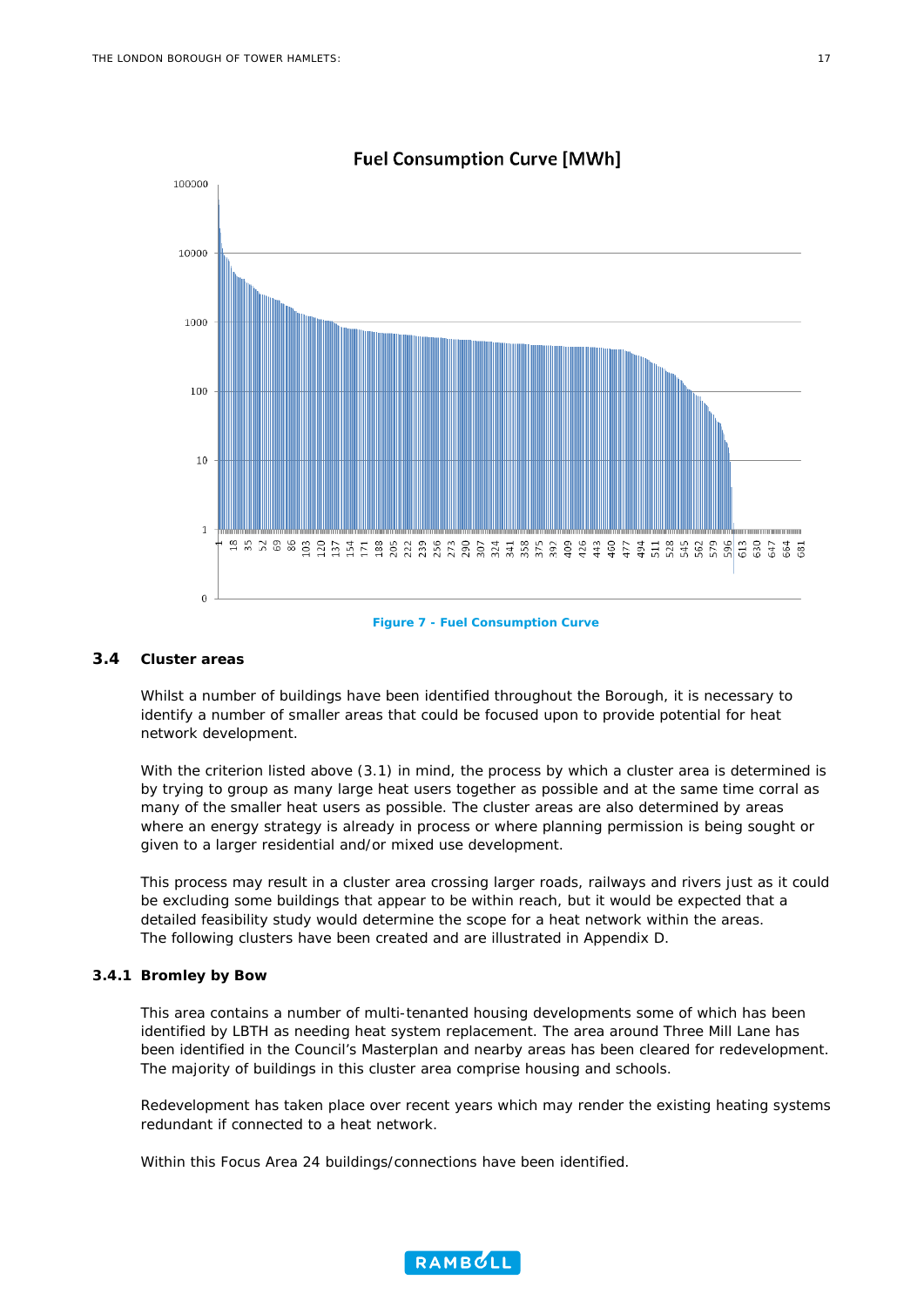Figure 7 - Fuel Consumption Curve

### 3.4 Cluster areas

Whilst a number of buildings have been identified throughout the Borough, it is necessary to identify a number of smaller areas that could be focused upon to provide potential for heat network development.

With the criterion listed above (3.1) in mind, the process by which a cluster area is determined is by trying to group as many large heat users together as possible and at the same time corral as many of the smaller heat users as possible. The cluster areas are also determined by areas where an energy strategy is already in process or where planning permission is being sought or given to a larger residential and/or mixed use development.

This process may result in a cluster area crossing larger roads, railways and rivers just as it could be excluding some buildings that appear to be within reach, but it would be expected that a detailed feasibility study would determine the scope for a heat network within the areas. The following clusters have been created and are illustrated in Appendix D.

#### 3.4.1 Bromley by Bow

This area contains a number of multi-tenanted housing developments some of which has been identified by LBTH as needing heat system replacement. The area around Three Mill Lane has been identified in the Council's Masterplan and nearby areas has been cleared for redevelopment. The majority of buildings in this cluster area comprise housing and schools.

Redevelopment has taken place over recent years which may render the existing heating systems redundant if connected to a heat network.

Within this Focus Area 24 buildings/connections have been identified.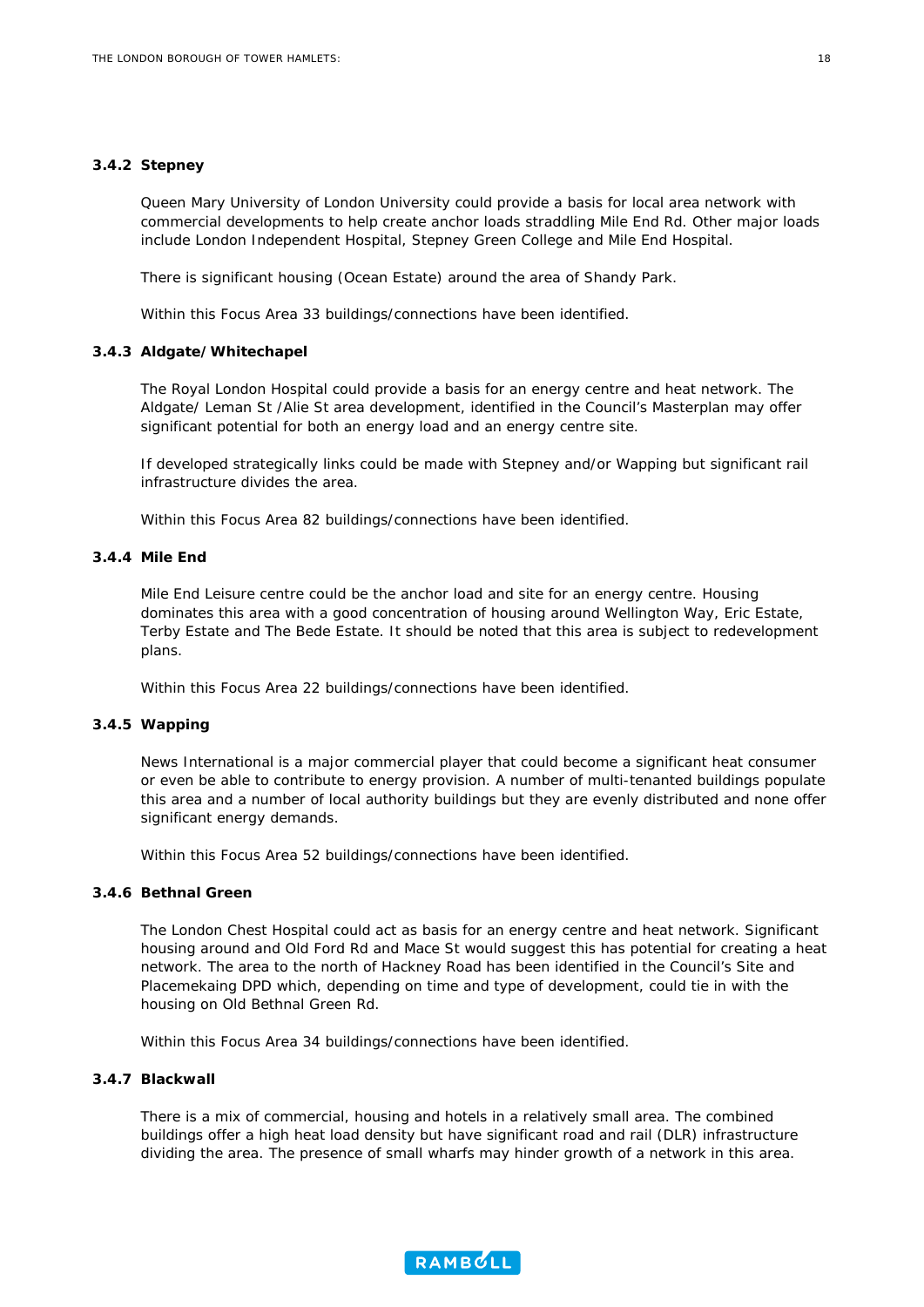### 3.4.2 Stepney

Queen Mary University of London University could provide a basis for local area network with commercial developments to help create anchor loads straddling Mile End Rd. Other major loads include London Independent Hospital, Stepney Green College and Mile End Hospital.

There is significant housing (Ocean Estate) around the area of Shandy Park.

Within this Focus Area 33 buildings/connections have been identified.

### 3.4.3 Aldgate/Whitechapel

The Royal London Hospital could provide a basis for an energy centre and heat network. The Aldgate/ Leman St /Alie St area development, identified in the Council's Masterplan may offer significant potential for both an energy load and an energy centre site.

If developed strategically links could be made with Stepney and/or Wapping but significant rail infrastructure divides the area.

Within this Focus Area 82 buildings/connections have been identified.

### 3.4.4 Mile End

Mile End Leisure centre could be the anchor load and site for an energy centre. Housing dominates this area with a good concentration of housing around Wellington Way, Eric Estate, Terby Estate and The Bede Estate. It should be noted that this area is subject to redevelopment plans.

Within this Focus Area 22 buildings/connections have been identified.

### 3.4.5 Wapping

News International is a major commercial player that could become a significant heat consumer or even be able to contribute to energy provision. A number of multi-tenanted buildings populate this area and a number of local authority buildings but they are evenly distributed and none offer significant energy demands.

Within this Focus Area 52 buildings/connections have been identified.

### 3.4.6 Bethnal Green

The London Chest Hospital could act as basis for an energy centre and heat network. Significant housing around and Old Ford Rd and Mace St would suggest this has potential for creating a heat network. The area to the north of Hackney Road has been identified in the Council's Site and Placemekaing DPD which, depending on time and type of development, could tie in with the housing on Old Bethnal Green Rd.

Within this Focus Area 34 buildings/connections have been identified.

### 3.4.7 Blackwall

There is a mix of commercial, housing and hotels in a relatively small area. The combined buildings offer a high heat load density but have significant road and rail (DLR) infrastructure dividing the area. The presence of small wharfs may hinder growth of a network in this area.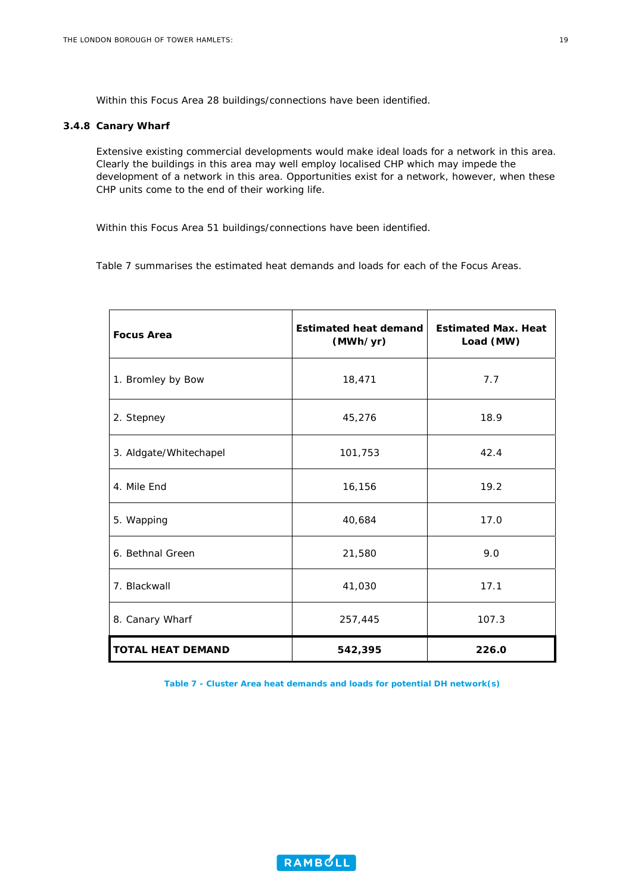Within this Focus Area 28 buildings/connections have been identified.

### 3.4.8 Canary Wharf

Extensive existing commercial developments would make ideal loads for a network in this area. Clearly the buildings in this area may well employ localised CHP which may impede the development of a network in this area. Opportunities exist for a network, however, when these CHP units come to the end of their working life.

Within this Focus Area 51 buildings/connections have been identified.

Table 7 summarises the estimated heat demands and loads for each of the Focus Areas.

| Focus Area | Estimated heat demand (MWh/yr) | Estimated Max. Heat Load (MW) |
|---|---|---|
| 1. Bromley by Bow | 18,471 | 7.7 |
| 2. Stepney | 45,276 | 18.9 |
| 3. Aldgate/Whitechapel | 101,753 | 42.4 |
| 4. Mile End | 16,156 | 19.2 |
| 5. Wapping | 40,684 | 17.0 |
| 6. Bethnal Green | 21,580 | 9.0 |
| 7. Blackwall | 41,030 | 17.1 |
| 8. Canary Wharf | 257,445 | 107.3 |
| **TOTAL HEAT DEMAND** | **542,395** | **226.0** |

**Table 7 - Cluster Area heat demands and loads for potential DH network(s)**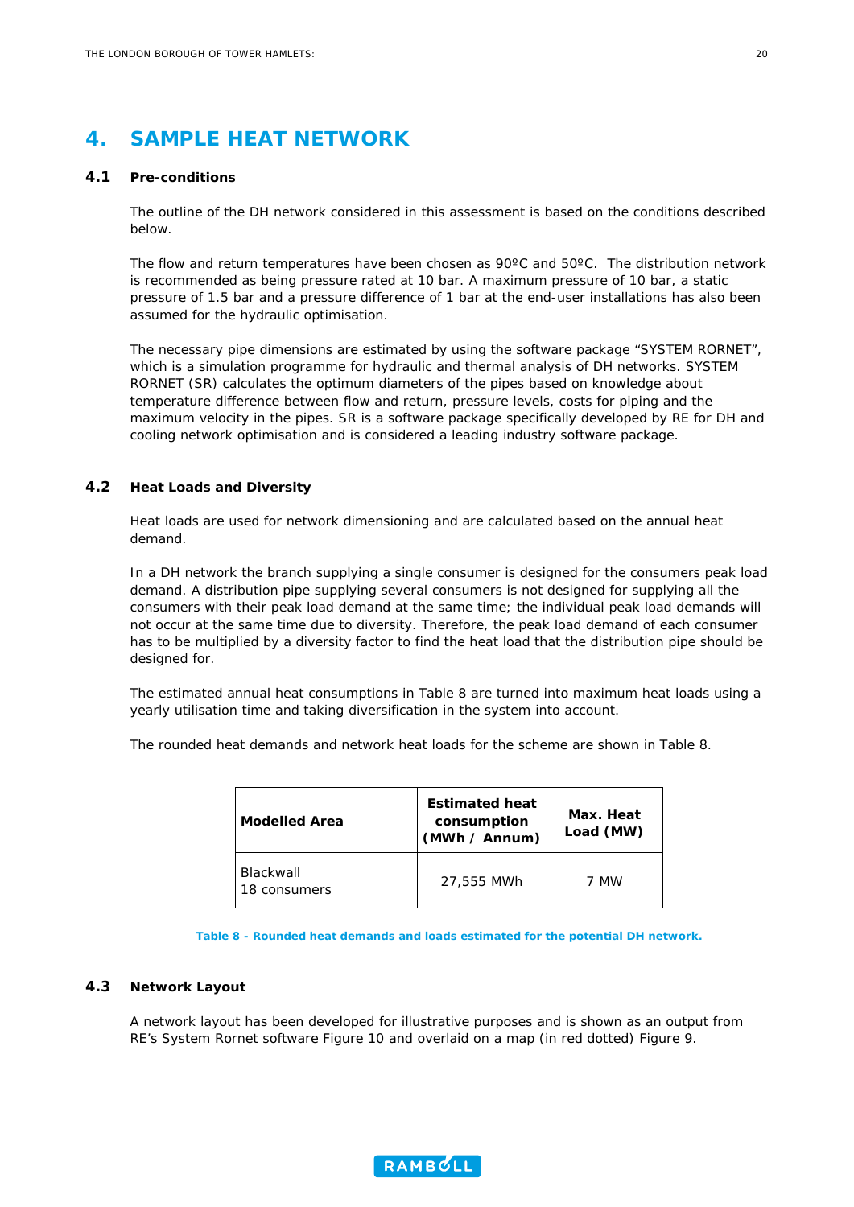# 4. SAMPLE HEAT NETWORK

## 4.1 Pre-conditions

The outline of the DH network considered in this assessment is based on the conditions described below.

The flow and return temperatures have been chosen as 90ºC and 50ºC. The distribution network is recommended as being pressure rated at 10 bar. A maximum pressure of 10 bar, a static pressure of 1.5 bar and a pressure difference of 1 bar at the end-user installations has also been assumed for the hydraulic optimisation.

The necessary pipe dimensions are estimated by using the software package "SYSTEM RORNET", which is a simulation programme for hydraulic and thermal analysis of DH networks. SYSTEM RORNET (SR) calculates the optimum diameters of the pipes based on knowledge about temperature difference between flow and return, pressure levels, costs for piping and the maximum velocity in the pipes. SR is a software package specifically developed by RE for DH and cooling network optimisation and is considered a leading industry software package.

## 4.2 Heat Loads and Diversity

Heat loads are used for network dimensioning and are calculated based on the annual heat demand.

In a DH network the branch supplying a single consumer is designed for the consumers peak load demand. A distribution pipe supplying several consumers is not designed for supplying all the consumers with their peak load demand at the same time; the individual peak load demands will not occur at the same time due to diversity. Therefore, the peak load demand of each consumer has to be multiplied by a diversity factor to find the heat load that the distribution pipe should be designed for.

The estimated annual heat consumptions in Table 8 are turned into maximum heat loads using a yearly utilisation time and taking diversification in the system into account.

The rounded heat demands and network heat loads for the scheme are shown in Table 8.

| Modelled Area | Estimated heat consumption (MWh / Annum) | Max. Heat Load (MW) |
|---|---|---|
| Blackwall<br>18 consumers | 27,555 MWh | 7 MW |

Table 8 - Rounded heat demands and loads estimated for the potential DH network.

## 4.3 Network Layout

A network layout has been developed for illustrative purposes and is shown as an output from RE's System Rornet software Figure 10 and overlaid on a map (in red dotted) Figure 9.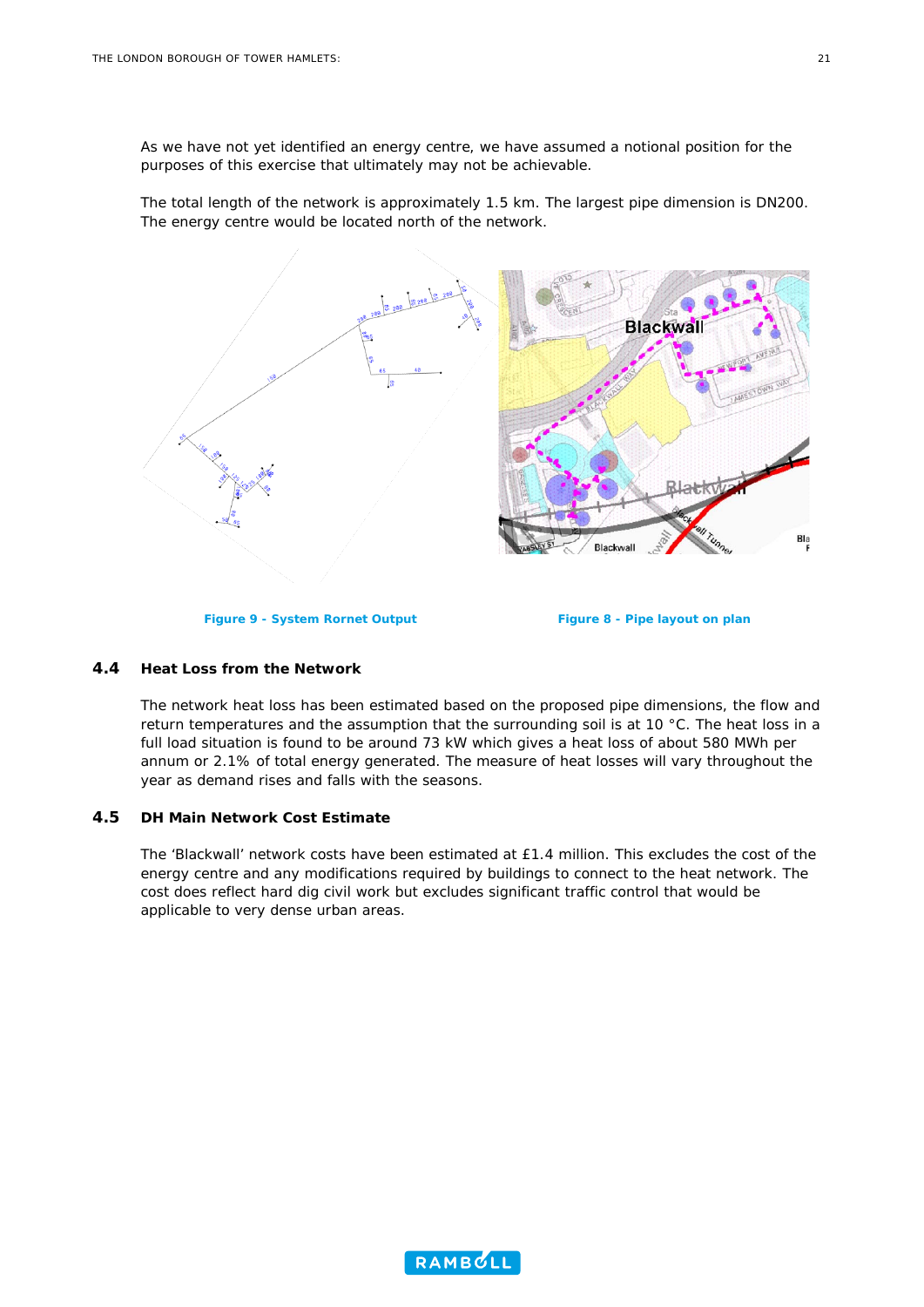As we have not yet identified an energy centre, we have assumed a notional position for the purposes of this exercise that ultimately may not be achievable.

The total length of the network is approximately 1.5 km. The largest pipe dimension is DN200. The energy centre would be located north of the network.

**Figure 9 - System Rornet Output**

**Figure 8 - Pipe layout on plan**

## 4.4 Heat Loss from the Network

The network heat loss has been estimated based on the proposed pipe dimensions, the flow and return temperatures and the assumption that the surrounding soil is at 10 °C. The heat loss in a full load situation is found to be around 73 kW which gives a heat loss of about 580 MWh per annum or 2.1% of total energy generated. The measure of heat losses will vary throughout the year as demand rises and falls with the seasons.

## 4.5 DH Main Network Cost Estimate

The 'Blackwall' network costs have been estimated at £1.4 million. This excludes the cost of the energy centre and any modifications required by buildings to connect to the heat network. The cost does reflect hard dig civil work but excludes significant traffic control that would be applicable to very dense urban areas.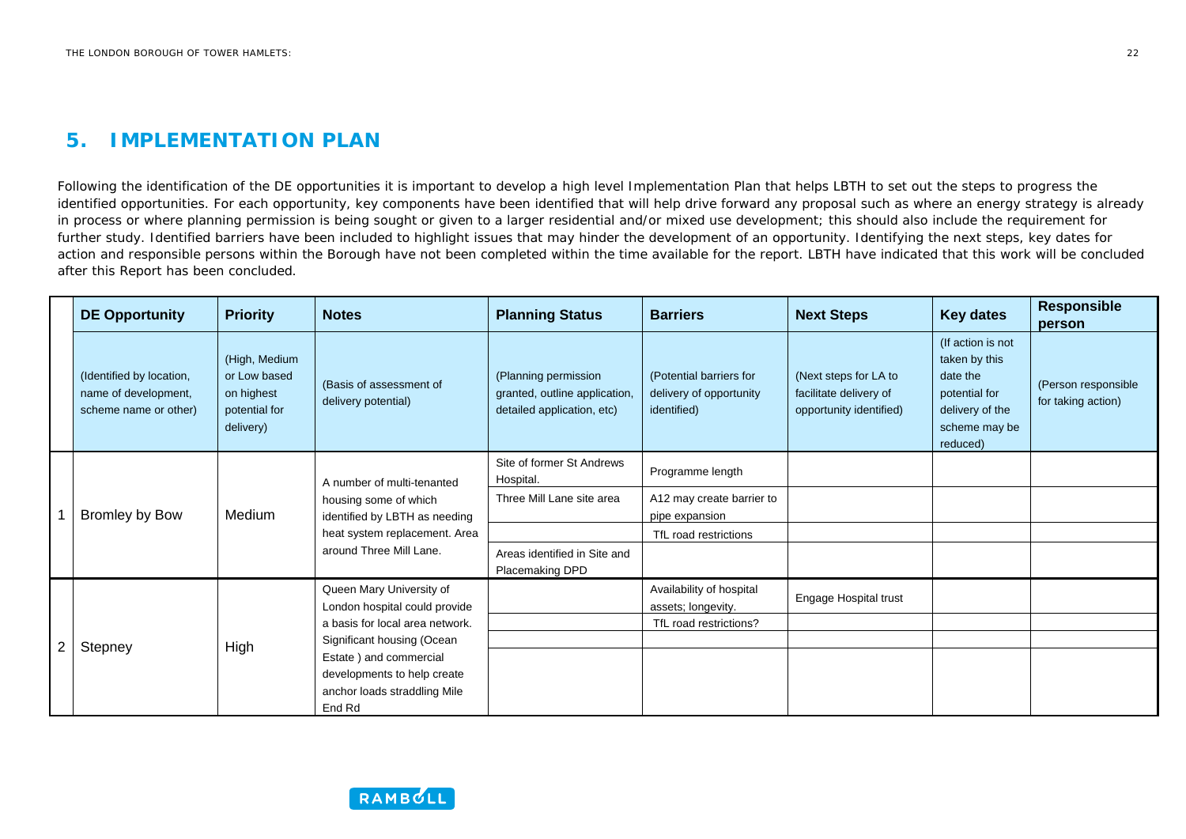## 5. IMPLEMENTATION PLAN

Following the identification of the DE opportunities it is important to develop a high level Implementation Plan that helps LBTH to set out the steps to progress the identified opportunities. For each opportunity, key components have been identified that will help drive forward any proposal such as where an energy strategy is already in process or where planning permission is being sought or given to a larger residential and/or mixed use development; this should also include the requirement for further study. Identified barriers have been included to highlight issues that may hinder the development of an opportunity. Identifying the next steps, key dates for action and responsible persons within the Borough have not been completed within the time available for the report. LBTH have indicated that this work will be concluded after this Report has been concluded.

| | DE Opportunity | Priority | Notes | Planning Status | Barriers | Next Steps | Key dates | Responsible person |
|---|---|---|---|---|---|---|---|---|
| | (Identified by location, name of development, scheme name or other) | (High, Medium or Low based on highest potential for delivery) | (Basis of assessment of delivery potential) | (Planning permission granted, outline application, detailed application, etc) | (Potential barriers for delivery of opportunity identified) | (Next steps for LA to facilitate delivery of opportunity identified) | (If action is not taken by this date the potential for delivery of the scheme may be reduced) | (Person responsible for taking action) |
| 1 | Bromley by Bow | Medium | A number of multi-tenanted housing some of which identified by LBTH as needing heat system replacement. Area around Three Mill Lane. | Site of former St Andrews Hospital. | Programme length | | | |
| | | | | Three Mill Lane site area | A12 may create barrier to pipe expansion | | | |
| | | | | | TfL road restrictions | | | |
| | | | | Areas identified in Site and Placemaking DPD | | | | |
| 2 | Stepney | High | Queen Mary University of London hospital could provide a basis for local area network. Significant housing (Ocean Estate ) and commercial developments to help create anchor loads straddling Mile End Rd | | Availability of hospital assets; longevity. | Engage Hospital trust | | |
| | | | | | TfL road restrictions? | | | |
| | | | | | | | | |
| | | | | | | | | |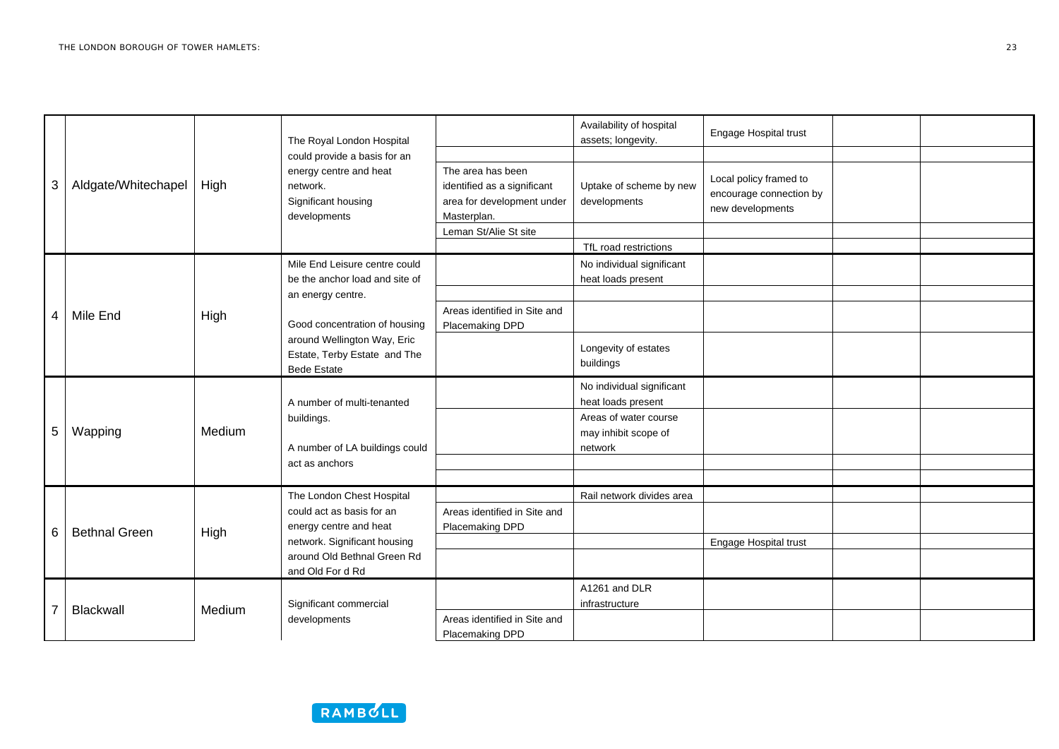| | | | | | | | | |
|---|---|---|---|---|---|---|---|---|
| 3 | Aldgate/Whitechapel | High | The Royal London Hospital could provide a basis for an energy centre and heat network. Significant housing developments | | Availability of hospital assets; longevity. | Engage Hospital trust | | |
| | | | | | | | | |
| | | | | The area has been identified as a significant area for development under Masterplan. | Uptake of scheme by new developments | Local policy framed to encourage connection by new developments | | |
| | | | | Leman St/Alie St site | | | | |
| | | | | | TfL road restrictions | | | |
| 4 | Mile End | High | Mile End Leisure centre could be the anchor load and site of an energy centre. | | No individual significant heat loads present | | | |
| | | | | | | | | |
| | | | Good concentration of housing around Wellington Way, Eric Estate, Terby Estate and The Bede Estate | Areas identified in Site and Placemaking DPD | | | | |
| | | | | | Longevity of estates buildings | | | |
| 5 | Wapping | Medium | A number of multi-tenanted buildings. | | No individual significant heat loads present | | | |
| | | | A number of LA buildings could act as anchors | | Areas of water course may inhibit scope of network | | | |
| | | | | | | | | |
| | | | | | | | | |
| 6 | Bethnal Green | High | The London Chest Hospital could act as basis for an energy centre and heat network. Significant housing around Old Bethnal Green Rd and Old For d Rd | | Rail network divides area | | | |
| | | | | Areas identified in Site and Placemaking DPD | | | | |
| | | | | | | Engage Hospital trust | | |
| | | | | | | | | |
| 7 | Blackwall | Medium | Significant commercial developments | | A1261 and DLR infrastructure | | | |
| | | | | Areas identified in Site and Placemaking DPD | | | | |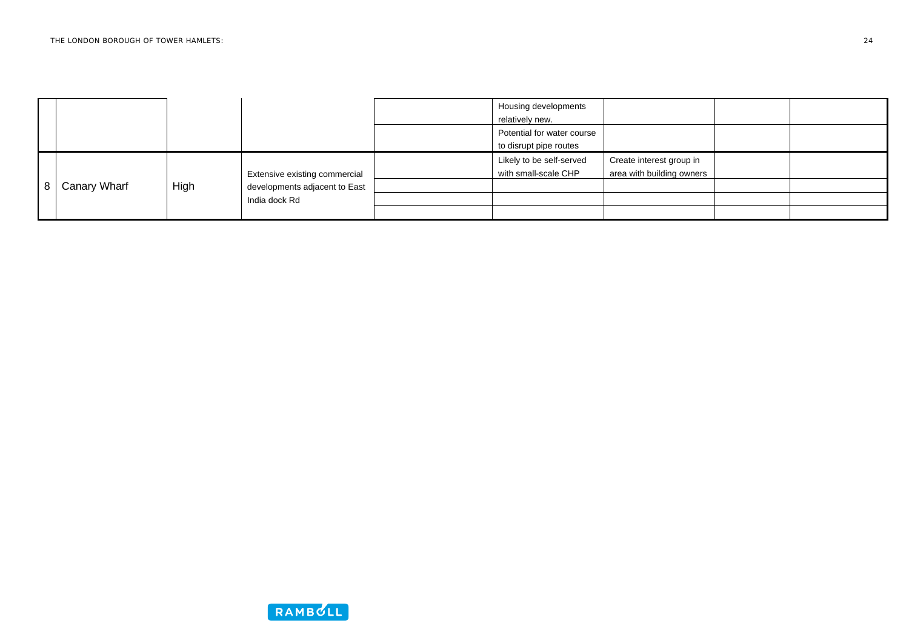| | | | | | | | | |
|---|---|---|---|---|---|---|---|---|
| | | | | | Housing developments relatively new. | | | |
| | | | | | Potential for water course to disrupt pipe routes | | | |
| 8 | Canary Wharf | High | Extensive existing commercial developments adjacent to East India dock Rd | | Likely to be self-served with small-scale CHP | Create interest group in area with building owners | | |
| | | | | | | | | |
| | | | | | | | | |
| | | | | | | | | |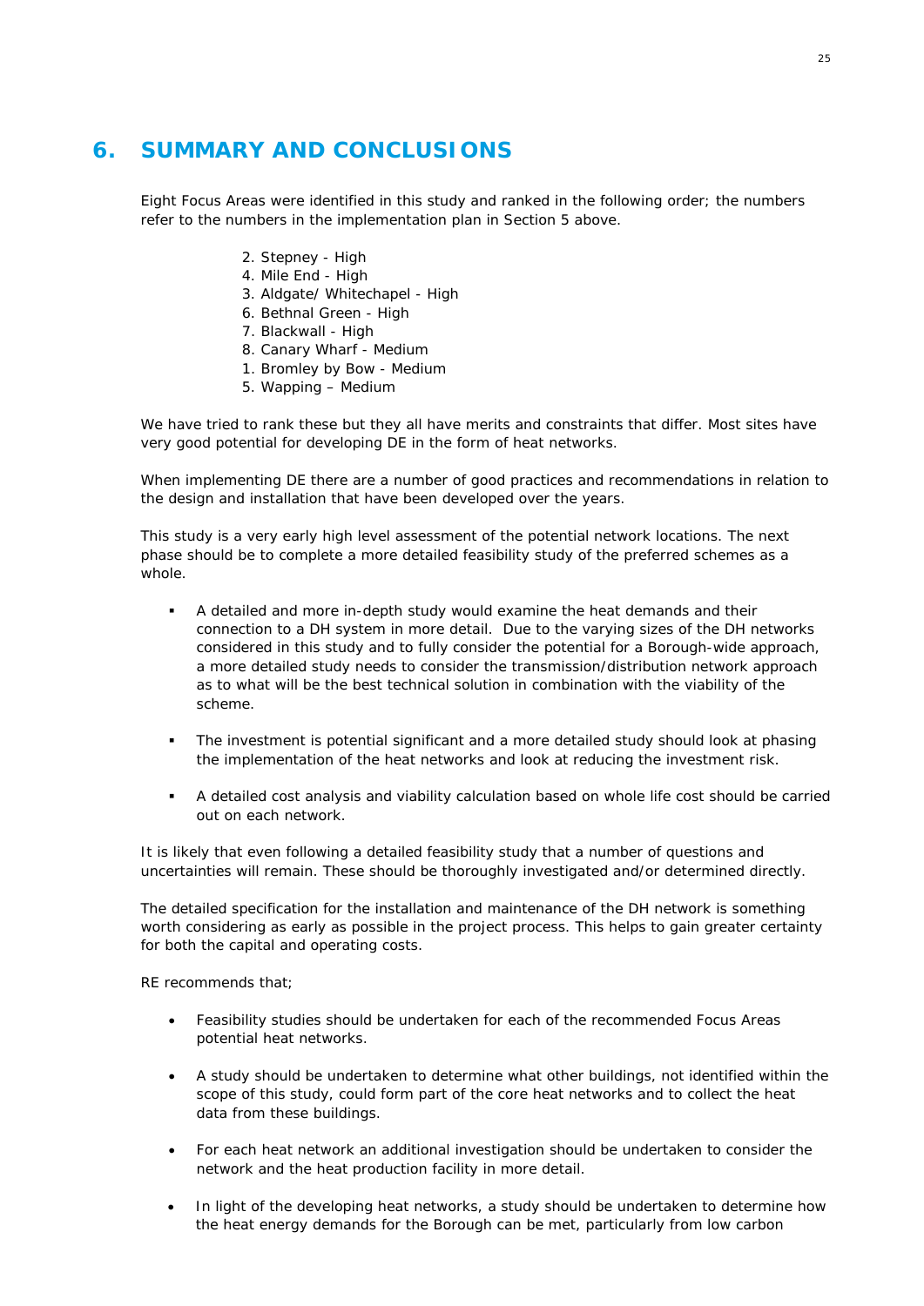# 6. SUMMARY AND CONCLUSIONS

Eight Focus Areas were identified in this study and ranked in the following order; the numbers refer to the numbers in the implementation plan in Section 5 above.

2. Stepney - High
4. Mile End - High
3. Aldgate/ Whitechapel - High
6. Bethnal Green - High
7. Blackwall - High
8. Canary Wharf - Medium
1. Bromley by Bow - Medium
5. Wapping – Medium

We have tried to rank these but they all have merits and constraints that differ. Most sites have very good potential for developing DE in the form of heat networks.

When implementing DE there are a number of good practices and recommendations in relation to the design and installation that have been developed over the years.

This study is a very early high level assessment of the potential network locations. The next phase should be to complete a more detailed feasibility study of the preferred schemes as a whole.

- A detailed and more in-depth study would examine the heat demands and their connection to a DH system in more detail. Due to the varying sizes of the DH networks considered in this study and to fully consider the potential for a Borough-wide approach, a more detailed study needs to consider the transmission/distribution network approach as to what will be the best technical solution in combination with the viability of the scheme.

- The investment is potential significant and a more detailed study should look at phasing the implementation of the heat networks and look at reducing the investment risk.

- A detailed cost analysis and viability calculation based on whole life cost should be carried out on each network.

It is likely that even following a detailed feasibility study that a number of questions and uncertainties will remain. These should be thoroughly investigated and/or determined directly.

The detailed specification for the installation and maintenance of the DH network is something worth considering as early as possible in the project process. This helps to gain greater certainty for both the capital and operating costs.

RE recommends that;

- Feasibility studies should be undertaken for each of the recommended Focus Areas potential heat networks.

- A study should be undertaken to determine what other buildings, not identified within the scope of this study, could form part of the core heat networks and to collect the heat data from these buildings.

- For each heat network an additional investigation should be undertaken to consider the network and the heat production facility in more detail.

- In light of the developing heat networks, a study should be undertaken to determine how the heat energy demands for the Borough can be met, particularly from low carbon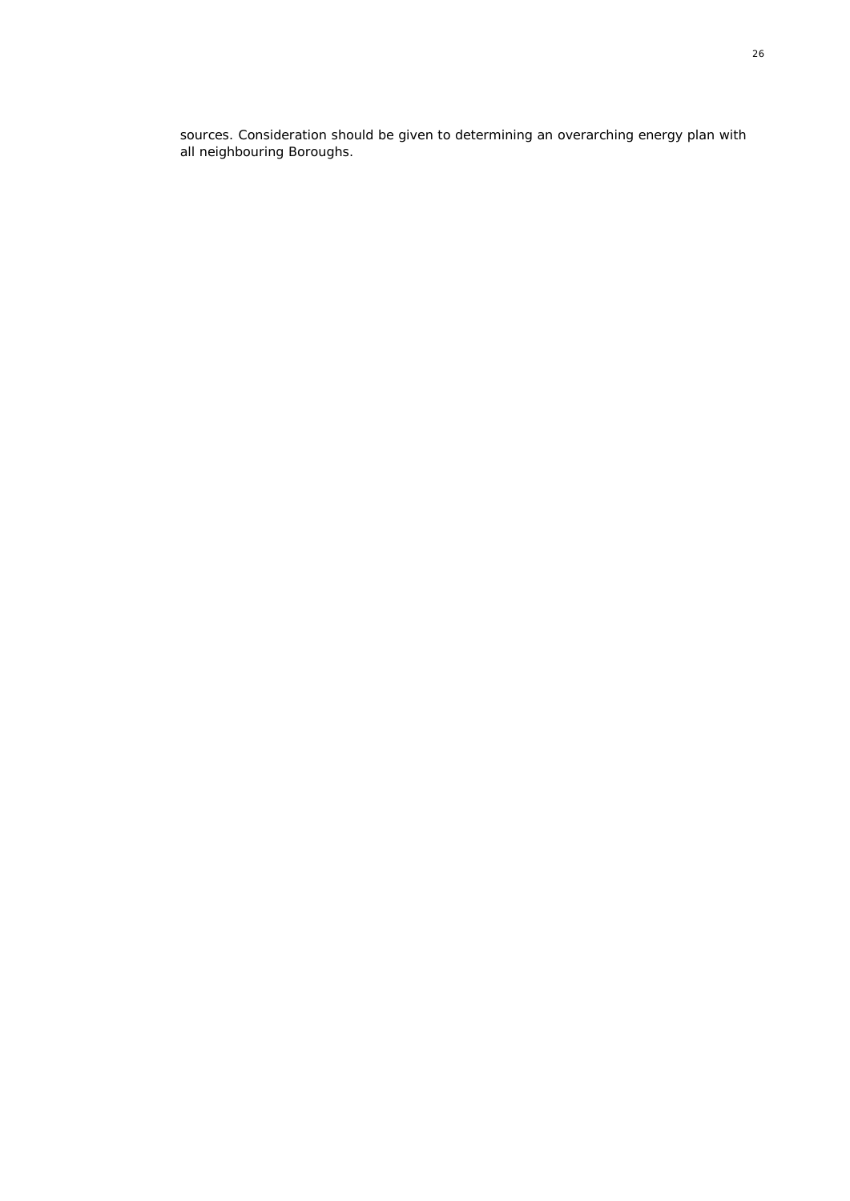sources. Consideration should be given to determining an overarching energy plan with all neighbouring Boroughs.